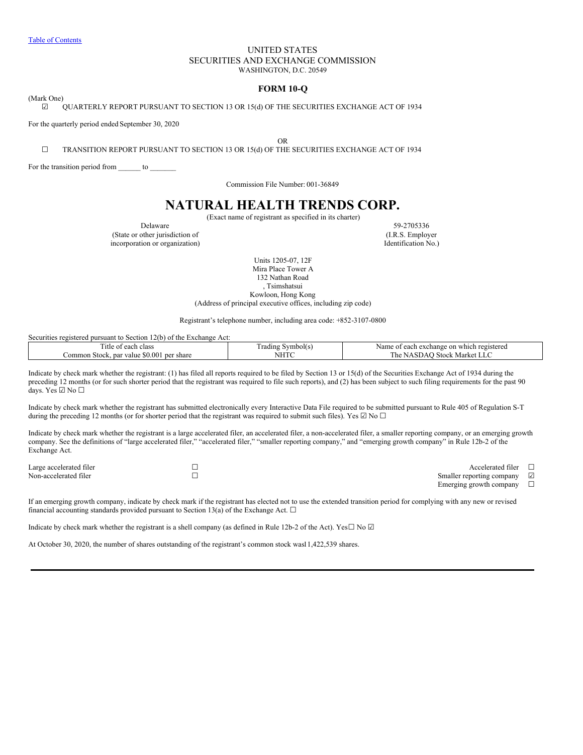[Table of Contents](#)

UNITED STATES
SECURITIES AND EXCHANGE COMMISSION
WASHINGTON, D.C. 20549

# FORM 10-Q

(Mark One)

☑ QUARTERLY REPORT PURSUANT TO SECTION 13 OR 15(d) OF THE SECURITIES EXCHANGE ACT OF 1934

For the quarterly period ended September 30, 2020

OR

☐ TRANSITION REPORT PURSUANT TO SECTION 13 OR 15(d) OF THE SECURITIES EXCHANGE ACT OF 1934

For the transition period from ______ to _______

Commission File Number: 001-36849

# NATURAL HEALTH TRENDS CORP.

(Exact name of registrant as specified in its charter)

| Delaware | 59-2705336 |
|---|---|
| (State or other jurisdiction of incorporation or organization) | (I.R.S. Employer Identification No.) |

Units 1205-07, 12F
Mira Place Tower A
132 Nathan Road
, Tsimshatsui
Kowloon, Hong Kong
(Address of principal executive offices, including zip code)

Registrant's telephone number, including area code: +852-3107-0800

Securities registered pursuant to Section 12(b) of the Exchange Act:

| Title of each class | Trading Symbol(s) | Name of each exchange on which registered |
|---|---|---|
| Common Stock, par value $0.001 per share | NHTC | The NASDAQ Stock Market LLC |

Indicate by check mark whether the registrant: (1) has filed all reports required to be filed by Section 13 or 15(d) of the Securities Exchange Act of 1934 during the preceding 12 months (or for such shorter period that the registrant was required to file such reports), and (2) has been subject to such filing requirements for the past 90 days. Yes ☑ No ☐

Indicate by check mark whether the registrant has submitted electronically every Interactive Data File required to be submitted pursuant to Rule 405 of Regulation S-T during the preceding 12 months (or for shorter period that the registrant was required to submit such files). Yes ☑ No ☐

Indicate by check mark whether the registrant is a large accelerated filer, an accelerated filer, a non-accelerated filer, a smaller reporting company, or an emerging growth company. See the definitions of "large accelerated filer," "accelerated filer," "smaller reporting company," and "emerging growth company" in Rule 12b-2 of the Exchange Act.

| | | | |
|---|---|---|---|
| Large accelerated filer | ☐ | Accelerated filer | ☐ |
| Non-accelerated filer | ☐ | Smaller reporting company | ☑ |
| | | Emerging growth company | ☐ |

If an emerging growth company, indicate by check mark if the registrant has elected not to use the extended transition period for complying with any new or revised financial accounting standards provided pursuant to Section 13(a) of the Exchange Act. ☐

Indicate by check mark whether the registrant is a shell company (as defined in Rule 12b-2 of the Act). Yes☐ No ☑

At October 30, 2020, the number of shares outstanding of the registrant's common stock wasl 1,422,539 shares.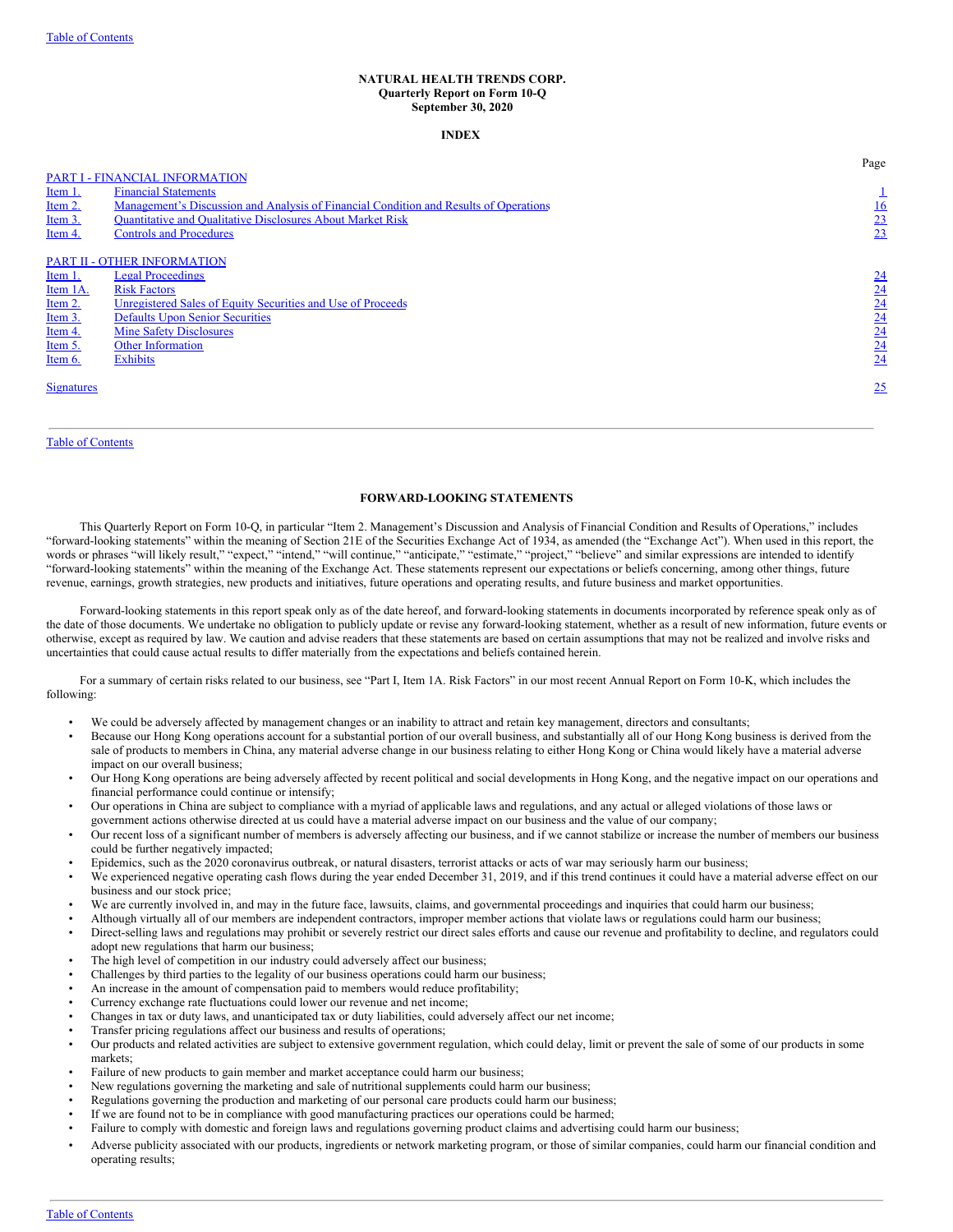**NATURAL HEALTH TRENDS CORP.**
**Quarterly Report on Form 10-Q**
**September 30, 2020**

**INDEX**

| | | Page |
|---|---|---|
| PART I - FINANCIAL INFORMATION | | |
| Item 1. | Financial Statements | 1 |
| Item 2. | Management's Discussion and Analysis of Financial Condition and Results of Operations | 16 |
| Item 3. | Quantitative and Qualitative Disclosures About Market Risk | 23 |
| Item 4. | Controls and Procedures | 23 |
| PART II - OTHER INFORMATION | | |
| Item 1. | Legal Proceedings | 24 |
| Item 1A. | Risk Factors | 24 |
| Item 2. | Unregistered Sales of Equity Securities and Use of Proceeds | 24 |
| Item 3. | Defaults Upon Senior Securities | 24 |
| Item 4. | Mine Safety Disclosures | 24 |
| Item 5. | Other Information | 24 |
| Item 6. | Exhibits | 24 |
| Signatures | | 25 |

## FORWARD-LOOKING STATEMENTS

This Quarterly Report on Form 10-Q, in particular "Item 2. Management's Discussion and Analysis of Financial Condition and Results of Operations," includes "forward-looking statements" within the meaning of Section 21E of the Securities Exchange Act of 1934, as amended (the "Exchange Act"). When used in this report, the words or phrases "will likely result," "expect," "intend," "will continue," "anticipate," "estimate," "project," "believe" and similar expressions are intended to identify "forward-looking statements" within the meaning of the Exchange Act. These statements represent our expectations or beliefs concerning, among other things, future revenue, earnings, growth strategies, new products and initiatives, future operations and operating results, and future business and market opportunities.

Forward-looking statements in this report speak only as of the date hereof, and forward-looking statements in documents incorporated by reference speak only as of the date of those documents. We undertake no obligation to publicly update or revise any forward-looking statement, whether as a result of new information, future events or otherwise, except as required by law. We caution and advise readers that these statements are based on certain assumptions that may not be realized and involve risks and uncertainties that could cause actual results to differ materially from the expectations and beliefs contained herein.

For a summary of certain risks related to our business, see "Part I, Item 1A. Risk Factors" in our most recent Annual Report on Form 10-K, which includes the following:

- We could be adversely affected by management changes or an inability to attract and retain key management, directors and consultants;
- Because our Hong Kong operations account for a substantial portion of our overall business, and substantially all of our Hong Kong business is derived from the sale of products to members in China, any material adverse change in our business relating to either Hong Kong or China would likely have a material adverse impact on our overall business;
- Our Hong Kong operations are being adversely affected by recent political and social developments in Hong Kong, and the negative impact on our operations and financial performance could continue or intensify;
- Our operations in China are subject to compliance with a myriad of applicable laws and regulations, and any actual or alleged violations of those laws or government actions otherwise directed at us could have a material adverse impact on our business and the value of our company;
- Our recent loss of a significant number of members is adversely affecting our business, and if we cannot stabilize or increase the number of members our business could be further negatively impacted;
- Epidemics, such as the 2020 coronavirus outbreak, or natural disasters, terrorist attacks or acts of war may seriously harm our business;
- We experienced negative operating cash flows during the year ended December 31, 2019, and if this trend continues it could have a material adverse effect on our business and our stock price;
- We are currently involved in, and may in the future face, lawsuits, claims, and governmental proceedings and inquiries that could harm our business;
- Although virtually all of our members are independent contractors, improper member actions that violate laws or regulations could harm our business;
- Direct-selling laws and regulations may prohibit or severely restrict our direct sales efforts and cause our revenue and profitability to decline, and regulators could adopt new regulations that harm our business;
- The high level of competition in our industry could adversely affect our business;
- Challenges by third parties to the legality of our business operations could harm our business;
- An increase in the amount of compensation paid to members would reduce profitability;
- Currency exchange rate fluctuations could lower our revenue and net income;
- Changes in tax or duty laws, and unanticipated tax or duty liabilities, could adversely affect our net income;
- Transfer pricing regulations affect our business and results of operations;
- Our products and related activities are subject to extensive government regulation, which could delay, limit or prevent the sale of some of our products in some markets;
- Failure of new products to gain member and market acceptance could harm our business;
- New regulations governing the marketing and sale of nutritional supplements could harm our business;
- Regulations governing the production and marketing of our personal care products could harm our business;
- If we are found not to be in compliance with good manufacturing practices our operations could be harmed;
- Failure to comply with domestic and foreign laws and regulations governing product claims and advertising could harm our business;
- Adverse publicity associated with our products, ingredients or network marketing program, or those of similar companies, could harm our financial condition and operating results;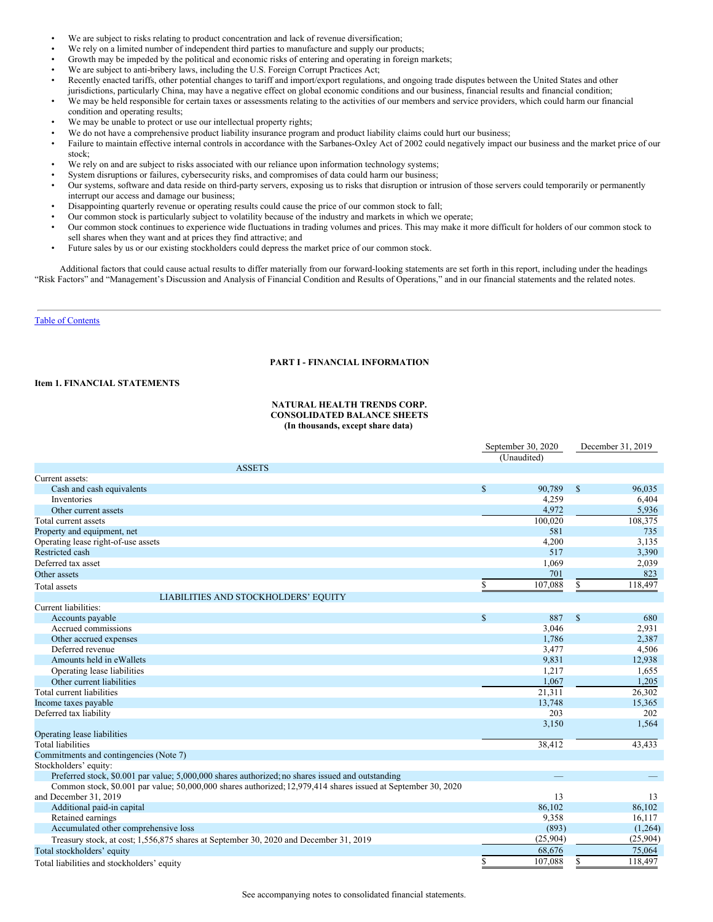- We are subject to risks relating to product concentration and lack of revenue diversification;
- We rely on a limited number of independent third parties to manufacture and supply our products;
- Growth may be impeded by the political and economic risks of entering and operating in foreign markets;
- We are subject to anti-bribery laws, including the U.S. Foreign Corrupt Practices Act;
- Recently enacted tariffs, other potential changes to tariff and import/export regulations, and ongoing trade disputes between the United States and other jurisdictions, particularly China, may have a negative effect on global economic conditions and our business, financial results and financial condition;
- We may be held responsible for certain taxes or assessments relating to the activities of our members and service providers, which could harm our financial condition and operating results;
- We may be unable to protect or use our intellectual property rights;
- We do not have a comprehensive product liability insurance program and product liability claims could hurt our business;
- Failure to maintain effective internal controls in accordance with the Sarbanes-Oxley Act of 2002 could negatively impact our business and the market price of our stock;
- We rely on and are subject to risks associated with our reliance upon information technology systems;
- System disruptions or failures, cybersecurity risks, and compromises of data could harm our business;
- Our systems, software and data reside on third-party servers, exposing us to risks that disruption or intrusion of those servers could temporarily or permanently interrupt our access and damage our business;
- Disappointing quarterly revenue or operating results could cause the price of our common stock to fall;
- Our common stock is particularly subject to volatility because of the industry and markets in which we operate;
- Our common stock continues to experience wide fluctuations in trading volumes and prices. This may make it more difficult for holders of our common stock to sell shares when they want and at prices they find attractive; and
- Future sales by us or our existing stockholders could depress the market price of our common stock.

Additional factors that could cause actual results to differ materially from our forward-looking statements are set forth in this report, including under the headings "Risk Factors" and "Management's Discussion and Analysis of Financial Condition and Results of Operations," and in our financial statements and the related notes.

Table of Contents

## PART I - FINANCIAL INFORMATION

### Item 1. FINANCIAL STATEMENTS

**NATURAL HEALTH TRENDS CORP.**
**CONSOLIDATED BALANCE SHEETS**
**(In thousands, except share data)**

| | September 30, 2020 (Unaudited) | December 31, 2019 |
|---|---|---|
| **ASSETS** | | |
| Current assets: | | |
| Cash and cash equivalents | $ 90,789 | $ 96,035 |
| Inventories | 4,259 | 6,404 |
| Other current assets | 4,972 | 5,936 |
| Total current assets | 100,020 | 108,375 |
| Property and equipment, net | 581 | 735 |
| Operating lease right-of-use assets | 4,200 | 3,135 |
| Restricted cash | 517 | 3,390 |
| Deferred tax asset | 1,069 | 2,039 |
| Other assets | 701 | 823 |
| Total assets | $ 107,088 | $ 118,497 |
| **LIABILITIES AND STOCKHOLDERS' EQUITY** | | |
| Current liabilities: | | |
| Accounts payable | $ 887 | $ 680 |
| Accrued commissions | 3,046 | 2,931 |
| Other accrued expenses | 1,786 | 2,387 |
| Deferred revenue | 3,477 | 4,506 |
| Amounts held in eWallets | 9,831 | 12,938 |
| Operating lease liabilities | 1,217 | 1,655 |
| Other current liabilities | 1,067 | 1,205 |
| Total current liabilities | 21,311 | 26,302 |
| Income taxes payable | 13,748 | 15,365 |
| Deferred tax liability | 203 | 202 |
| Operating lease liabilities | 3,150 | 1,564 |
| Total liabilities | 38,412 | 43,433 |
| Commitments and contingencies (Note 7) | | |
| Stockholders' equity: | | |
| Preferred stock, $0.001 par value; 5,000,000 shares authorized; no shares issued and outstanding | — | — |
| Common stock, $0.001 par value; 50,000,000 shares authorized; 12,979,414 shares issued at September 30, 2020 and December 31, 2019 | 13 | 13 |
| Additional paid-in capital | 86,102 | 86,102 |
| Retained earnings | 9,358 | 16,117 |
| Accumulated other comprehensive loss | (893) | (1,264) |
| Treasury stock, at cost; 1,556,875 shares at September 30, 2020 and December 31, 2019 | (25,904) | (25,904) |
| Total stockholders' equity | 68,676 | 75,064 |
| Total liabilities and stockholders' equity | $ 107,088 | $ 118,497 |

See accompanying notes to consolidated financial statements.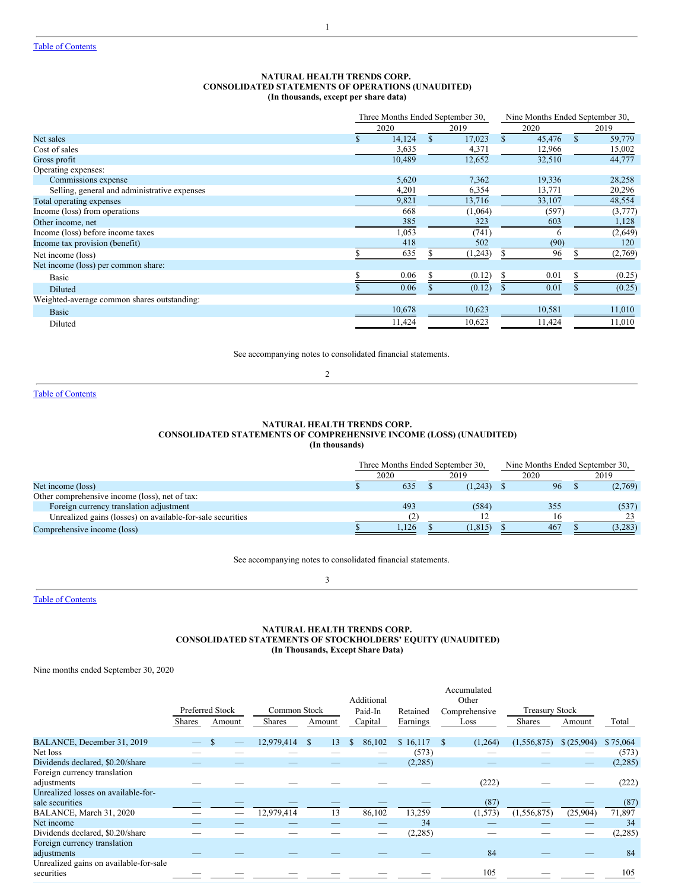# NATURAL HEALTH TRENDS CORP.
## CONSOLIDATED STATEMENTS OF OPERATIONS (UNAUDITED)
### (In thousands, except per share data)

| | Three Months Ended September 30, | | Nine Months Ended September 30, | |
|---|---|---|---|---|
| | 2020 | 2019 | 2020 | 2019 |
| Net sales | $ 14,124 | $ 17,023 | $ 45,476 | $ 59,779 |
| Cost of sales | 3,635 | 4,371 | 12,966 | 15,002 |
| Gross profit | 10,489 | 12,652 | 32,510 | 44,777 |
| Operating expenses: | | | | |
| Commissions expense | 5,620 | 7,362 | 19,336 | 28,258 |
| Selling, general and administrative expenses | 4,201 | 6,354 | 13,771 | 20,296 |
| Total operating expenses | 9,821 | 13,716 | 33,107 | 48,554 |
| Income (loss) from operations | 668 | (1,064) | (597) | (3,777) |
| Other income, net | 385 | 323 | 603 | 1,128 |
| Income (loss) before income taxes | 1,053 | (741) | 6 | (2,649) |
| Income tax provision (benefit) | 418 | 502 | (90) | 120 |
| Net income (loss) | $ 635 | $ (1,243) | $ 96 | $ (2,769) |
| Net income (loss) per common share: | | | | |
| Basic | $ 0.06 | $ (0.12) | $ 0.01 | $ (0.25) |
| Diluted | $ 0.06 | $ (0.12) | $ 0.01 | $ (0.25) |
| Weighted-average common shares outstanding: | | | | |
| Basic | 10,678 | 10,623 | 10,581 | 11,010 |
| Diluted | 11,424 | 10,623 | 11,424 | 11,010 |

See accompanying notes to consolidated financial statements.

# NATURAL HEALTH TRENDS CORP.
## CONSOLIDATED STATEMENTS OF COMPREHENSIVE INCOME (LOSS) (UNAUDITED)
### (In thousands)

| | Three Months Ended September 30, | | Nine Months Ended September 30, | |
|---|---|---|---|---|
| | 2020 | 2019 | 2020 | 2019 |
| Net income (loss) | $ 635 | $ (1,243) | $ 96 | $ (2,769) |
| Other comprehensive income (loss), net of tax: | | | | |
| Foreign currency translation adjustment | 493 | (584) | 355 | (537) |
| Unrealized gains (losses) on available-for-sale securities | (2) | 12 | 16 | 23 |
| Comprehensive income (loss) | $ 1,126 | $ (1,815) | $ 467 | $ (3,283) |

See accompanying notes to consolidated financial statements.

# NATURAL HEALTH TRENDS CORP.
## CONSOLIDATED STATEMENTS OF STOCKHOLDERS' EQUITY (UNAUDITED)
### (In Thousands, Except Share Data)

Nine months ended September 30, 2020

| | Preferred Stock | | Common Stock | | Additional Paid-In Capital | Retained Earnings | Accumulated Other Comprehensive Loss | Treasury Stock | | Total |
|---|---|---|---|---|---|---|---|---|---|---|
| | Shares | Amount | Shares | Amount | | | | Shares | Amount | |
| BALANCE, December 31, 2019 | — | $ — | 12,979,414 | $ 13 | $ 86,102 | $ 16,117 | $ (1,264) | (1,556,875) | $ (25,904) | $ 75,064 |
| Net loss | — | — | — | — | — | (573) | — | — | — | (573) |
| Dividends declared, $0.20/share | — | — | — | — | — | (2,285) | — | — | — | (2,285) |
| Foreign currency translation adjustments | — | — | — | — | — | — | (222) | — | — | (222) |
| Unrealized losses on available-for-sale securities | — | — | — | — | — | — | (87) | — | — | (87) |
| BALANCE, March 31, 2020 | — | — | 12,979,414 | 13 | 86,102 | 13,259 | (1,573) | (1,556,875) | (25,904) | 71,897 |
| Net income | — | — | — | — | — | 34 | — | — | — | 34 |
| Dividends declared, $0.20/share | — | — | — | — | — | (2,285) | — | — | — | (2,285) |
| Foreign currency translation adjustments | — | — | — | — | — | — | 84 | — | — | 84 |
| Unrealized gains on available-for-sale securities | — | — | — | — | — | — | 105 | — | — | 105 |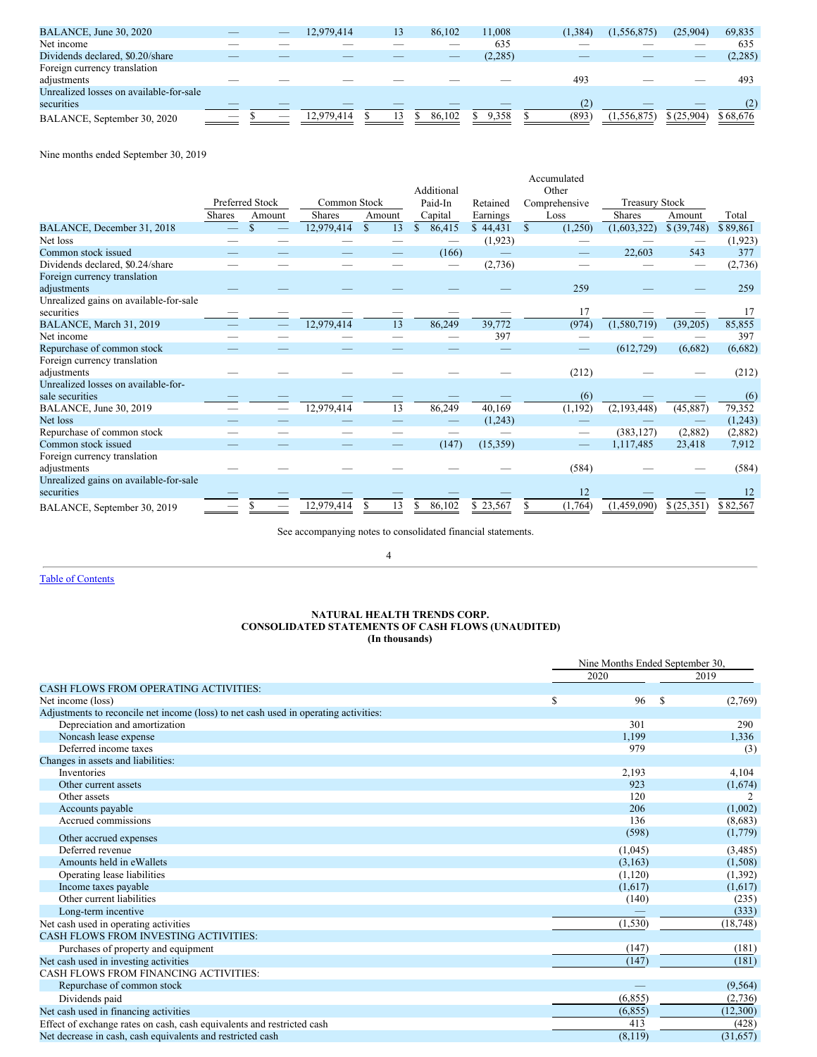| | Preferred Stock Shares | Preferred Stock Amount | Common Stock Shares | Common Stock Amount | Additional Paid-In Capital | Retained Earnings | Accumulated Other Comprehensive Loss | Treasury Stock Shares | Treasury Stock Amount | Total |
|---|---|---|---|---|---|---|---|---|---|---|
| BALANCE, June 30, 2020 | — | — | 12,979,414 | 13 | 86,102 | 11,008 | (1,384) | (1,556,875) | (25,904) | 69,835 |
| Net income | — | — | — | — | — | 635 | — | — | — | 635 |
| Dividends declared, $0.20/share | — | — | — | — | — | (2,285) | — | — | — | (2,285) |
| Foreign currency translation adjustments | — | — | — | — | — | — | 493 | — | — | 493 |
| Unrealized losses on available-for-sale securities | — | — | — | — | — | — | (2) | — | — | (2) |
| BALANCE, September 30, 2020 | — | $ — | 12,979,414 | $ 13 | $ 86,102 | $ 9,358 | $ (893) | (1,556,875) | $ (25,904) | $ 68,676 |

Nine months ended September 30, 2019

| | Preferred Stock Shares | Preferred Stock Amount | Common Stock Shares | Common Stock Amount | Additional Paid-In Capital | Retained Earnings | Accumulated Other Comprehensive Loss | Treasury Stock Shares | Treasury Stock Amount | Total |
|---|---|---|---|---|---|---|---|---|---|---|
| BALANCE, December 31, 2018 | — | $ — | 12,979,414 | $ 13 | $ 86,415 | $ 44,431 | $ (1,250) | (1,603,322) | $ (39,748) | $ 89,861 |
| Net loss | — | — | — | — | — | (1,923) | — | — | — | (1,923) |
| Common stock issued | — | — | — | — | (166) | — | — | 22,603 | 543 | 377 |
| Dividends declared, $0.24/share | — | — | — | — | — | (2,736) | — | — | — | (2,736) |
| Foreign currency translation adjustments | — | — | — | — | — | — | 259 | — | — | 259 |
| Unrealized gains on available-for-sale securities | — | — | — | — | — | — | 17 | — | — | 17 |
| BALANCE, March 31, 2019 | — | — | 12,979,414 | 13 | 86,249 | 39,772 | (974) | (1,580,719) | (39,205) | 85,855 |
| Net income | — | — | — | — | — | 397 | — | — | — | 397 |
| Repurchase of common stock | — | — | — | — | — | — | — | (612,729) | (6,682) | (6,682) |
| Foreign currency translation adjustments | — | — | — | — | — | — | (212) | — | — | (212) |
| Unrealized losses on available-for-sale securities | — | — | — | — | — | — | (6) | — | — | (6) |
| BALANCE, June 30, 2019 | — | — | 12,979,414 | 13 | 86,249 | 40,169 | (1,192) | (2,193,448) | (45,887) | 79,352 |
| Net loss | — | — | — | — | — | (1,243) | — | — | — | (1,243) |
| Repurchase of common stock | — | — | — | — | — | — | — | (383,127) | (2,882) | (2,882) |
| Common stock issued | — | — | — | — | (147) | (15,359) | — | 1,117,485 | 23,418 | 7,912 |
| Foreign currency translation adjustments | — | — | — | — | — | — | (584) | — | — | (584) |
| Unrealized gains on available-for-sale securities | — | — | — | — | — | — | 12 | — | — | 12 |
| BALANCE, September 30, 2019 | — | $ — | 12,979,414 | $ 13 | $ 86,102 | $ 23,567 | $ (1,764) | (1,459,090) | $ (25,351) | $ 82,567 |

See accompanying notes to consolidated financial statements.

Table of Contents

**NATURAL HEALTH TRENDS CORP.**
**CONSOLIDATED STATEMENTS OF CASH FLOWS (UNAUDITED)**
**(In thousands)**

| | Nine Months Ended September 30, 2020 | 2019 |
|---|---|---|
| CASH FLOWS FROM OPERATING ACTIVITIES: | | |
| Net income (loss) | $ 96 | $ (2,769) |
| Adjustments to reconcile net income (loss) to net cash used in operating activities: | | |
| Depreciation and amortization | 301 | 290 |
| Noncash lease expense | 1,199 | 1,336 |
| Deferred income taxes | 979 | (3) |
| Changes in assets and liabilities: | | |
| Inventories | 2,193 | 4,104 |
| Other current assets | 923 | (1,674) |
| Other assets | 120 | 2 |
| Accounts payable | 206 | (1,002) |
| Accrued commissions | 136 | (8,683) |
| Other accrued expenses | (598) | (1,779) |
| Deferred revenue | (1,045) | (3,485) |
| Amounts held in eWallets | (3,163) | (1,508) |
| Operating lease liabilities | (1,120) | (1,392) |
| Income taxes payable | (1,617) | (1,617) |
| Other current liabilities | (140) | (235) |
| Long-term incentive | — | (333) |
| Net cash used in operating activities | (1,530) | (18,748) |
| CASH FLOWS FROM INVESTING ACTIVITIES: | | |
| Purchases of property and equipment | (147) | (181) |
| Net cash used in investing activities | (147) | (181) |
| CASH FLOWS FROM FINANCING ACTIVITIES: | | |
| Repurchase of common stock | — | (9,564) |
| Dividends paid | (6,855) | (2,736) |
| Net cash used in financing activities | (6,855) | (12,300) |
| Effect of exchange rates on cash, cash equivalents and restricted cash | 413 | (428) |
| Net decrease in cash, cash equivalents and restricted cash | (8,119) | (31,657) |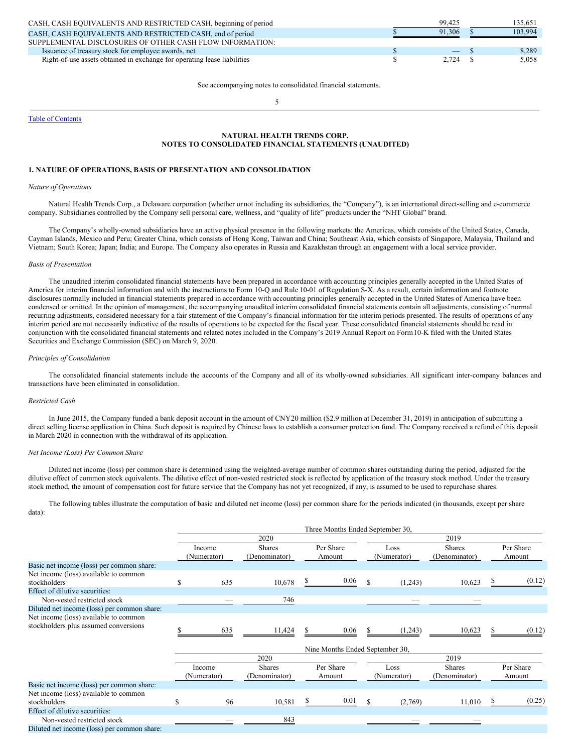| | 2020 | 2019 |
|---|---|---|
| CASH, CASH EQUIVALENTS AND RESTRICTED CASH, beginning of period | 99,425 | 135,651 |
| CASH, CASH EQUIVALENTS AND RESTRICTED CASH, end of period | $ 91,306 | $ 103,994 |
| SUPPLEMENTAL DISCLOSURES OF OTHER CASH FLOW INFORMATION: | | |
| Issuance of treasury stock for employee awards, net | $ — | $ 8,289 |
| Right-of-use assets obtained in exchange for operating lease liabilities | $ 2,724 | $ 5,058 |

See accompanying notes to consolidated financial statements.

Table of Contents

**NATURAL HEALTH TRENDS CORP.**
**NOTES TO CONSOLIDATED FINANCIAL STATEMENTS (UNAUDITED)**

## 1. NATURE OF OPERATIONS, BASIS OF PRESENTATION AND CONSOLIDATION

*Nature of Operations*

Natural Health Trends Corp., a Delaware corporation (whether or not including its subsidiaries, the "Company"), is an international direct-selling and e-commerce company. Subsidiaries controlled by the Company sell personal care, wellness, and "quality of life" products under the "NHT Global" brand.

The Company's wholly-owned subsidiaries have an active physical presence in the following markets: the Americas, which consists of the United States, Canada, Cayman Islands, Mexico and Peru; Greater China, which consists of Hong Kong, Taiwan and China; Southeast Asia, which consists of Singapore, Malaysia, Thailand and Vietnam; South Korea; Japan; India; and Europe. The Company also operates in Russia and Kazakhstan through an engagement with a local service provider.

*Basis of Presentation*

The unaudited interim consolidated financial statements have been prepared in accordance with accounting principles generally accepted in the United States of America for interim financial information and with the instructions to Form 10-Q and Rule 10-01 of Regulation S-X. As a result, certain information and footnote disclosures normally included in financial statements prepared in accordance with accounting principles generally accepted in the United States of America have been condensed or omitted. In the opinion of management, the accompanying unaudited interim consolidated financial statements contain all adjustments, consisting of normal recurring adjustments, considered necessary for a fair statement of the Company's financial information for the interim periods presented. The results of operations of any interim period are not necessarily indicative of the results of operations to be expected for the fiscal year. These consolidated financial statements should be read in conjunction with the consolidated financial statements and related notes included in the Company's 2019 Annual Report on Form 10-K filed with the United States Securities and Exchange Commission (SEC) on March 9, 2020.

*Principles of Consolidation*

The consolidated financial statements include the accounts of the Company and all of its wholly-owned subsidiaries. All significant inter-company balances and transactions have been eliminated in consolidation.

*Restricted Cash*

In June 2015, the Company funded a bank deposit account in the amount of CNY20 million ($2.9 million at December 31, 2019) in anticipation of submitting a direct selling license application in China. Such deposit is required by Chinese laws to establish a consumer protection fund. The Company received a refund of this deposit in March 2020 in connection with the withdrawal of its application.

*Net Income (Loss) Per Common Share*

Diluted net income (loss) per common share is determined using the weighted-average number of common shares outstanding during the period, adjusted for the dilutive effect of common stock equivalents. The dilutive effect of non-vested restricted stock is reflected by application of the treasury stock method. Under the treasury stock method, the amount of compensation cost for future service that the Company has not yet recognized, if any, is assumed to be used to repurchase shares.

The following tables illustrate the computation of basic and diluted net income (loss) per common share for the periods indicated (in thousands, except per share data):

| | Three Months Ended September 30, | | | | | |
|---|---|---|---|---|---|---|
| | 2020 | | | 2019 | | |
| | Income (Numerator) | Shares (Denominator) | Per Share Amount | Loss (Numerator) | Shares (Denominator) | Per Share Amount |
| Basic net income (loss) per common share: | | | | | | |
| Net income (loss) available to common stockholders | $ 635 | 10,678 | $ 0.06 | $ (1,243) | 10,623 | $ (0.12) |
| Effect of dilutive securities: | | | | | | |
| Non-vested restricted stock | — | 746 | | — | — | |
| Diluted net income (loss) per common share: | | | | | | |
| Net income (loss) available to common stockholders plus assumed conversions | $ 635 | 11,424 | $ 0.06 | $ (1,243) | 10,623 | $ (0.12) |

| | Nine Months Ended September 30, | | | | | |
|---|---|---|---|---|---|---|
| | 2020 | | | 2019 | | |
| | Income (Numerator) | Shares (Denominator) | Per Share Amount | Loss (Numerator) | Shares (Denominator) | Per Share Amount |
| Basic net income (loss) per common share: | | | | | | |
| Net income (loss) available to common stockholders | $ 96 | 10,581 | $ 0.01 | $ (2,769) | 11,010 | $ (0.25) |
| Effect of dilutive securities: | | | | | | |
| Non-vested restricted stock | — | 843 | | — | — | |
| Diluted net income (loss) per common share: | | | | | | |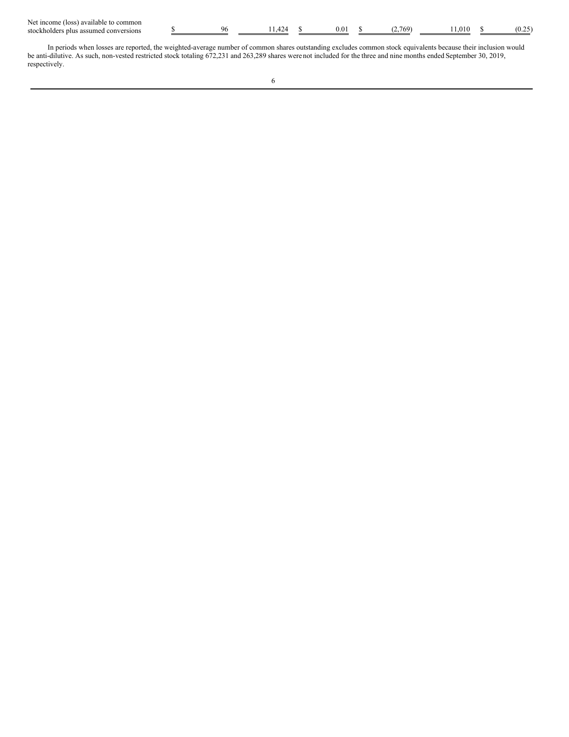| | | | | | | |
|---|---|---|---|---|---|---|
| Net income (loss) available to common stockholders plus assumed conversions | $ 96 | 11,424 | $ 0.01 | $ (2,769) | 11,010 | $ (0.25) |

In periods when losses are reported, the weighted-average number of common shares outstanding excludes common stock equivalents because their inclusion would be anti-dilutive. As such, non-vested restricted stock totaling 672,231 and 263,289 shares were not included for the three and nine months ended September 30, 2019, respectively.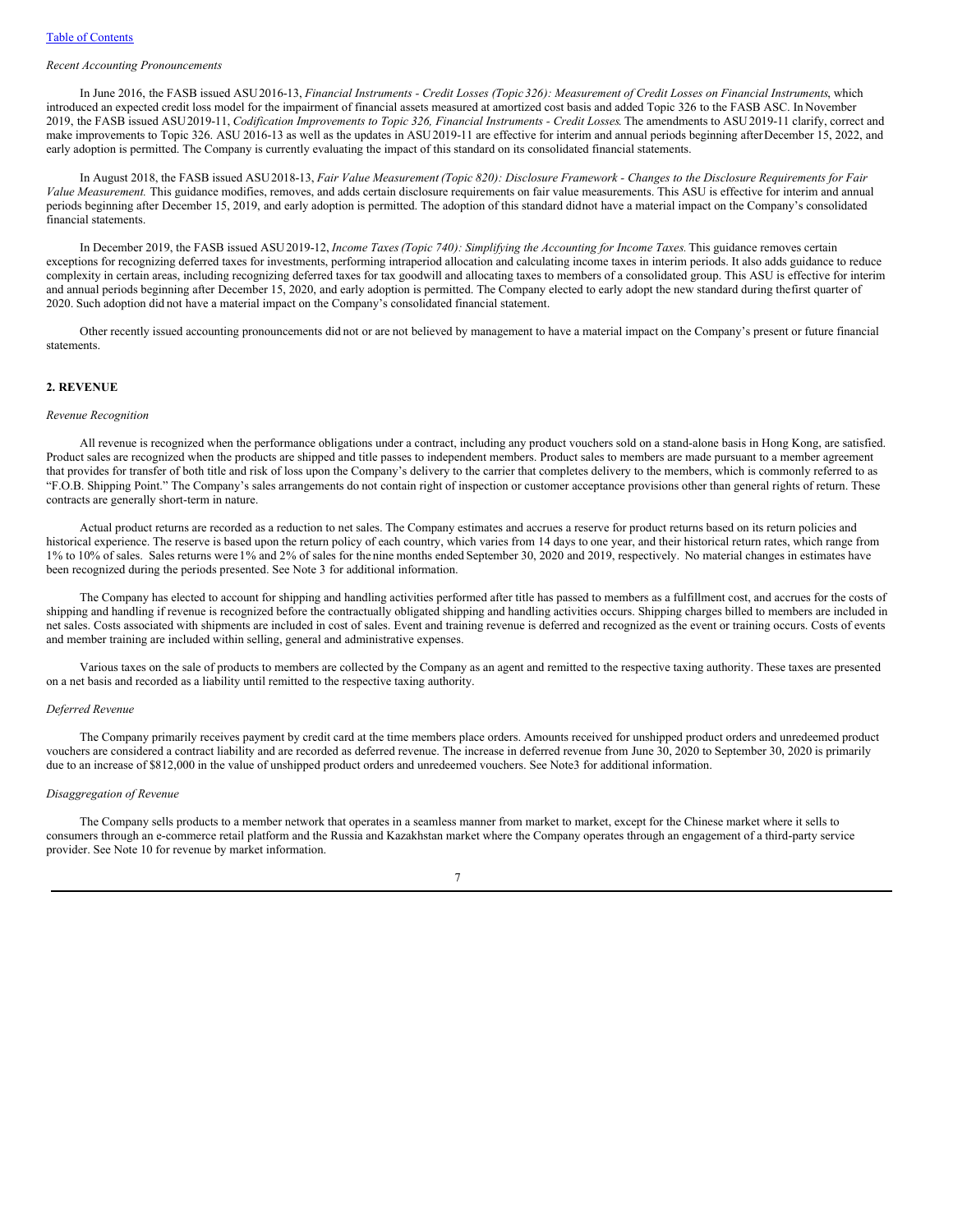[Table of Contents](#)

*Recent Accounting Pronouncements*

In June 2016, the FASB issued ASU 2016-13, *Financial Instruments - Credit Losses (Topic 326): Measurement of Credit Losses on Financial Instruments*, which introduced an expected credit loss model for the impairment of financial assets measured at amortized cost basis and added Topic 326 to the FASB ASC. In November 2019, the FASB issued ASU 2019-11, *Codification Improvements to Topic 326, Financial Instruments - Credit Losses*. The amendments to ASU 2019-11 clarify, correct and make improvements to Topic 326. ASU 2016-13 as well as the updates in ASU 2019-11 are effective for interim and annual periods beginning after December 15, 2022, and early adoption is permitted. The Company is currently evaluating the impact of this standard on its consolidated financial statements.

In August 2018, the FASB issued ASU 2018-13, *Fair Value Measurement (Topic 820): Disclosure Framework - Changes to the Disclosure Requirements for Fair Value Measurement.* This guidance modifies, removes, and adds certain disclosure requirements on fair value measurements. This ASU is effective for interim and annual periods beginning after December 15, 2019, and early adoption is permitted. The adoption of this standard did not have a material impact on the Company's consolidated financial statements.

In December 2019, the FASB issued ASU 2019-12, *Income Taxes (Topic 740): Simplifying the Accounting for Income Taxes.* This guidance removes certain exceptions for recognizing deferred taxes for investments, performing intraperiod allocation and calculating income taxes in interim periods. It also adds guidance to reduce complexity in certain areas, including recognizing deferred taxes for tax goodwill and allocating taxes to members of a consolidated group. This ASU is effective for interim and annual periods beginning after December 15, 2020, and early adoption is permitted. The Company elected to early adopt the new standard during the first quarter of 2020. Such adoption did not have a material impact on the Company's consolidated financial statement.

Other recently issued accounting pronouncements did not or are not believed by management to have a material impact on the Company's present or future financial statements.

## 2. REVENUE

*Revenue Recognition*

All revenue is recognized when the performance obligations under a contract, including any product vouchers sold on a stand-alone basis in Hong Kong, are satisfied. Product sales are recognized when the products are shipped and title passes to independent members. Product sales to members are made pursuant to a member agreement that provides for transfer of both title and risk of loss upon the Company's delivery to the carrier that completes delivery to the members, which is commonly referred to as "F.O.B. Shipping Point." The Company's sales arrangements do not contain right of inspection or customer acceptance provisions other than general rights of return. These contracts are generally short-term in nature.

Actual product returns are recorded as a reduction to net sales. The Company estimates and accrues a reserve for product returns based on its return policies and historical experience. The reserve is based upon the return policy of each country, which varies from 14 days to one year, and their historical return rates, which range from 1% to 10% of sales. Sales returns were 1% and 2% of sales for the nine months ended September 30, 2020 and 2019, respectively. No material changes in estimates have been recognized during the periods presented. See Note 3 for additional information.

The Company has elected to account for shipping and handling activities performed after title has passed to members as a fulfillment cost, and accrues for the costs of shipping and handling if revenue is recognized before the contractually obligated shipping and handling activities occurs. Shipping charges billed to members are included in net sales. Costs associated with shipments are included in cost of sales. Event and training revenue is deferred and recognized as the event or training occurs. Costs of events and member training are included within selling, general and administrative expenses.

Various taxes on the sale of products to members are collected by the Company as an agent and remitted to the respective taxing authority. These taxes are presented on a net basis and recorded as a liability until remitted to the respective taxing authority.

*Deferred Revenue*

The Company primarily receives payment by credit card at the time members place orders. Amounts received for unshipped product orders and unredeemed product vouchers are considered a contract liability and are recorded as deferred revenue. The increase in deferred revenue from June 30, 2020 to September 30, 2020 is primarily due to an increase of $812,000 in the value of unshipped product orders and unredeemed vouchers. See Note 3 for additional information.

*Disaggregation of Revenue*

The Company sells products to a member network that operates in a seamless manner from market to market, except for the Chinese market where it sells to consumers through an e-commerce retail platform and the Russia and Kazakhstan market where the Company operates through an engagement of a third-party service provider. See Note 10 for revenue by market information.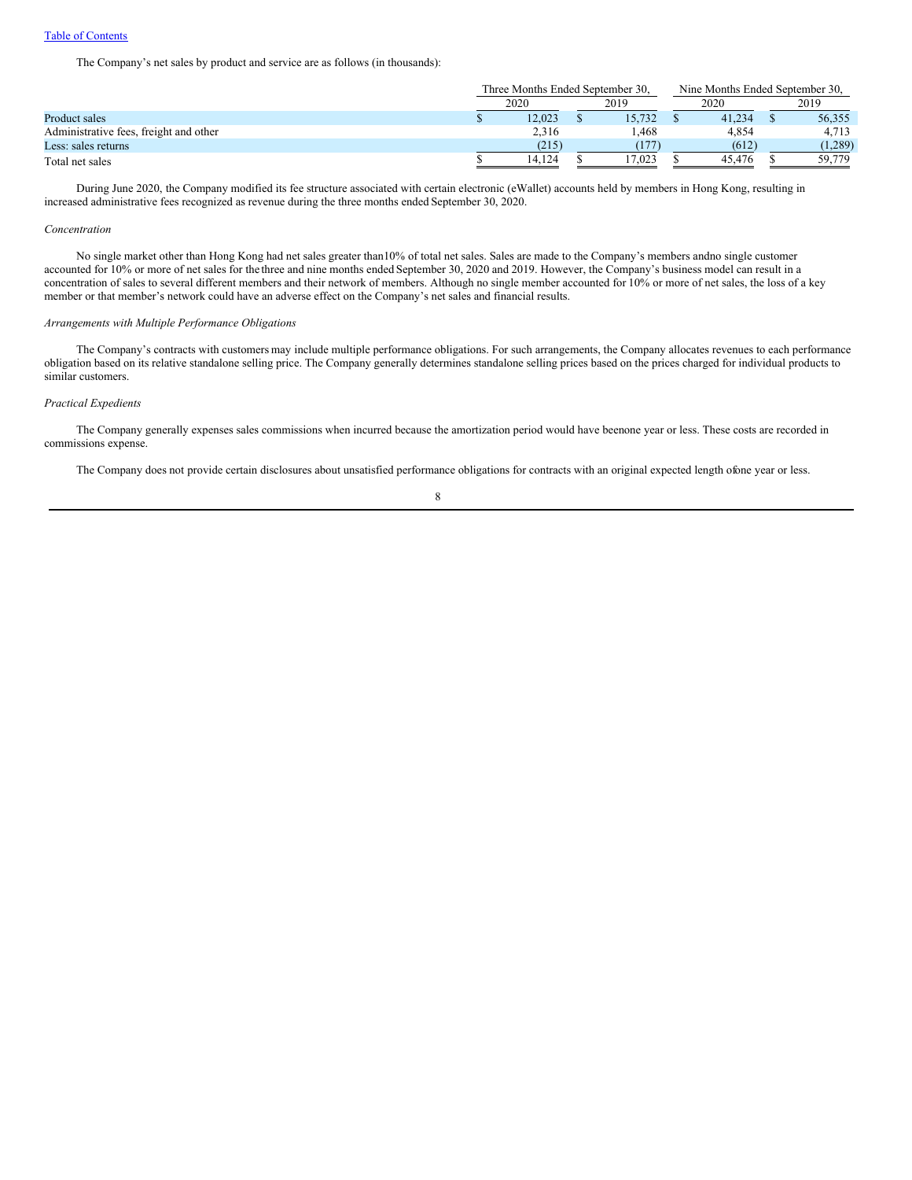The Company's net sales by product and service are as follows (in thousands):

| | Three Months Ended September 30, | | Nine Months Ended September 30, | |
|---|---|---|---|---|
| | 2020 | 2019 | 2020 | 2019 |
| Product sales | $ 12,023 | $ 15,732 | $ 41,234 | $ 56,355 |
| Administrative fees, freight and other | 2,316 | 1,468 | 4,854 | 4,713 |
| Less: sales returns | (215) | (177) | (612) | (1,289) |
| Total net sales | $ 14,124 | $ 17,023 | $ 45,476 | $ 59,779 |

During June 2020, the Company modified its fee structure associated with certain electronic (eWallet) accounts held by members in Hong Kong, resulting in increased administrative fees recognized as revenue during the three months ended September 30, 2020.

*Concentration*

No single market other than Hong Kong had net sales greater than 10% of total net sales. Sales are made to the Company's members and no single customer accounted for 10% or more of net sales for the three and nine months ended September 30, 2020 and 2019. However, the Company's business model can result in a concentration of sales to several different members and their network of members. Although no single member accounted for 10% or more of net sales, the loss of a key member or that member's network could have an adverse effect on the Company's net sales and financial results.

*Arrangements with Multiple Performance Obligations*

The Company's contracts with customers may include multiple performance obligations. For such arrangements, the Company allocates revenues to each performance obligation based on its relative standalone selling price. The Company generally determines standalone selling prices based on the prices charged for individual products to similar customers.

*Practical Expedients*

The Company generally expenses sales commissions when incurred because the amortization period would have been one year or less. These costs are recorded in commissions expense.

The Company does not provide certain disclosures about unsatisfied performance obligations for contracts with an original expected length of one year or less.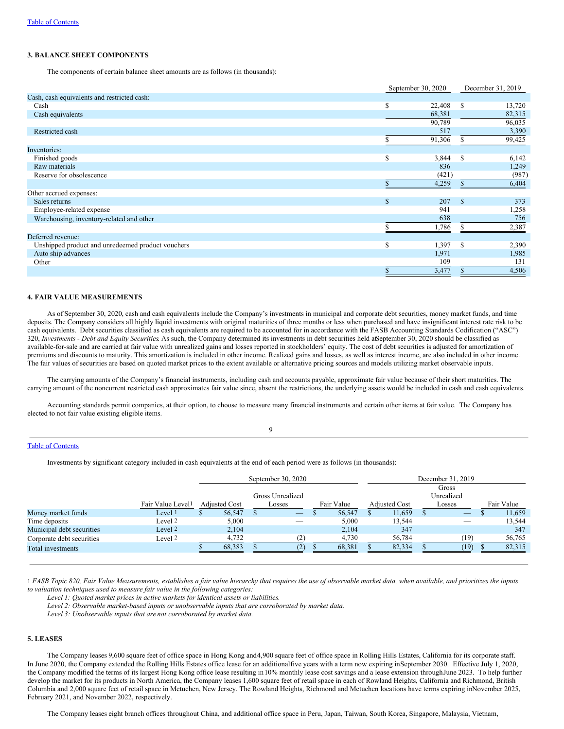### 3. BALANCE SHEET COMPONENTS

The components of certain balance sheet amounts are as follows (in thousands):

| | September 30, 2020 | December 31, 2019 |
|---|---|---|
| Cash, cash equivalents and restricted cash: | | |
| Cash | $ 22,408 | $ 13,720 |
| Cash equivalents | 68,381 | 82,315 |
| | 90,789 | 96,035 |
| Restricted cash | 517 | 3,390 |
| | $ 91,306 | $ 99,425 |
| Inventories: | | |
| Finished goods | $ 3,844 | $ 6,142 |
| Raw materials | 836 | 1,249 |
| Reserve for obsolescence | (421) | (987) |
| | $ 4,259 | $ 6,404 |
| Other accrued expenses: | | |
| Sales returns | $ 207 | $ 373 |
| Employee-related expense | 941 | 1,258 |
| Warehousing, inventory-related and other | 638 | 756 |
| | $ 1,786 | $ 2,387 |
| Deferred revenue: | | |
| Unshipped product and unredeemed product vouchers | $ 1,397 | $ 2,390 |
| Auto ship advances | 1,971 | 1,985 |
| Other | 109 | 131 |
| | $ 3,477 | $ 4,506 |

### 4. FAIR VALUE MEASUREMENTS

As of September 30, 2020, cash and cash equivalents include the Company's investments in municipal and corporate debt securities, money market funds, and time deposits. The Company considers all highly liquid investments with original maturities of three months or less when purchased and have insignificant interest rate risk to be cash equivalents. Debt securities classified as cash equivalents are required to be accounted for in accordance with the FASB Accounting Standards Codification ("ASC") 320, *Investments - Debt and Equity Securities*. As such, the Company determined its investments in debt securities held at September 30, 2020 should be classified as available-for-sale and are carried at fair value with unrealized gains and losses reported in stockholders' equity. The cost of debt securities is adjusted for amortization of premiums and discounts to maturity. This amortization is included in other income. Realized gains and losses, as well as interest income, are also included in other income. The fair values of securities are based on quoted market prices to the extent available or alternative pricing sources and models utilizing market observable inputs.

The carrying amounts of the Company's financial instruments, including cash and accounts payable, approximate fair value because of their short maturities. The carrying amount of the noncurrent restricted cash approximates fair value since, absent the restrictions, the underlying assets would be included in cash and cash equivalents.

Accounting standards permit companies, at their option, to choose to measure many financial instruments and certain other items at fair value. The Company has elected to not fair value existing eligible items.

Investments by significant category included in cash equivalents at the end of each period were as follows (in thousands):

| | | September 30, 2020 | | | December 31, 2019 | | |
|---|---|---|---|---|---|---|---|
| | Fair Value Level[1] | Adjusted Cost | Gross Unrealized Losses | Fair Value | Adjusted Cost | Gross Unrealized Losses | Fair Value |
| Money market funds | Level 1 | $ 56,547 | $ — | $ 56,547 | $ 11,659 | $ — | $ 11,659 |
| Time deposits | Level 2 | 5,000 | — | 5,000 | 13,544 | — | 13,544 |
| Municipal debt securities | Level 2 | 2,104 | — | 2,104 | 347 | — | 347 |
| Corporate debt securities | Level 2 | 4,732 | (2) | 4,730 | 56,784 | (19) | 56,765 |
| Total investments | | $ 68,383 | $ (2) | $ 68,381 | $ 82,334 | $ (19) | $ 82,315 |

---

[1] *FASB Topic 820, Fair Value Measurements, establishes a fair value hierarchy that requires the use of observable market data, when available, and prioritizes the inputs to valuation techniques used to measure fair value in the following categories:*

*Level 1: Quoted market prices in active markets for identical assets or liabilities.*

*Level 2: Observable market-based inputs or unobservable inputs that are corroborated by market data.*

*Level 3: Unobservable inputs that are not corroborated by market data.*

### 5. LEASES

The Company leases 9,600 square feet of office space in Hong Kong and 4,900 square feet of office space in Rolling Hills Estates, California for its corporate staff. In June 2020, the Company extended the Rolling Hills Estates office lease for an additional five years with a term now expiring in September 2030. Effective July 1, 2020, the Company modified the terms of its largest Hong Kong office lease resulting in 10% monthly lease cost savings and a lease extension through June 2023. To help further develop the market for its products in North America, the Company leases 1,600 square feet of retail space in each of Rowland Heights, California and Richmond, British Columbia and 2,000 square feet of retail space in Metuchen, New Jersey. The Rowland Heights, Richmond and Metuchen locations have terms expiring in November 2025, February 2021, and November 2022, respectively.

The Company leases eight branch offices throughout China, and additional office space in Peru, Japan, Taiwan, South Korea, Singapore, Malaysia, Vietnam,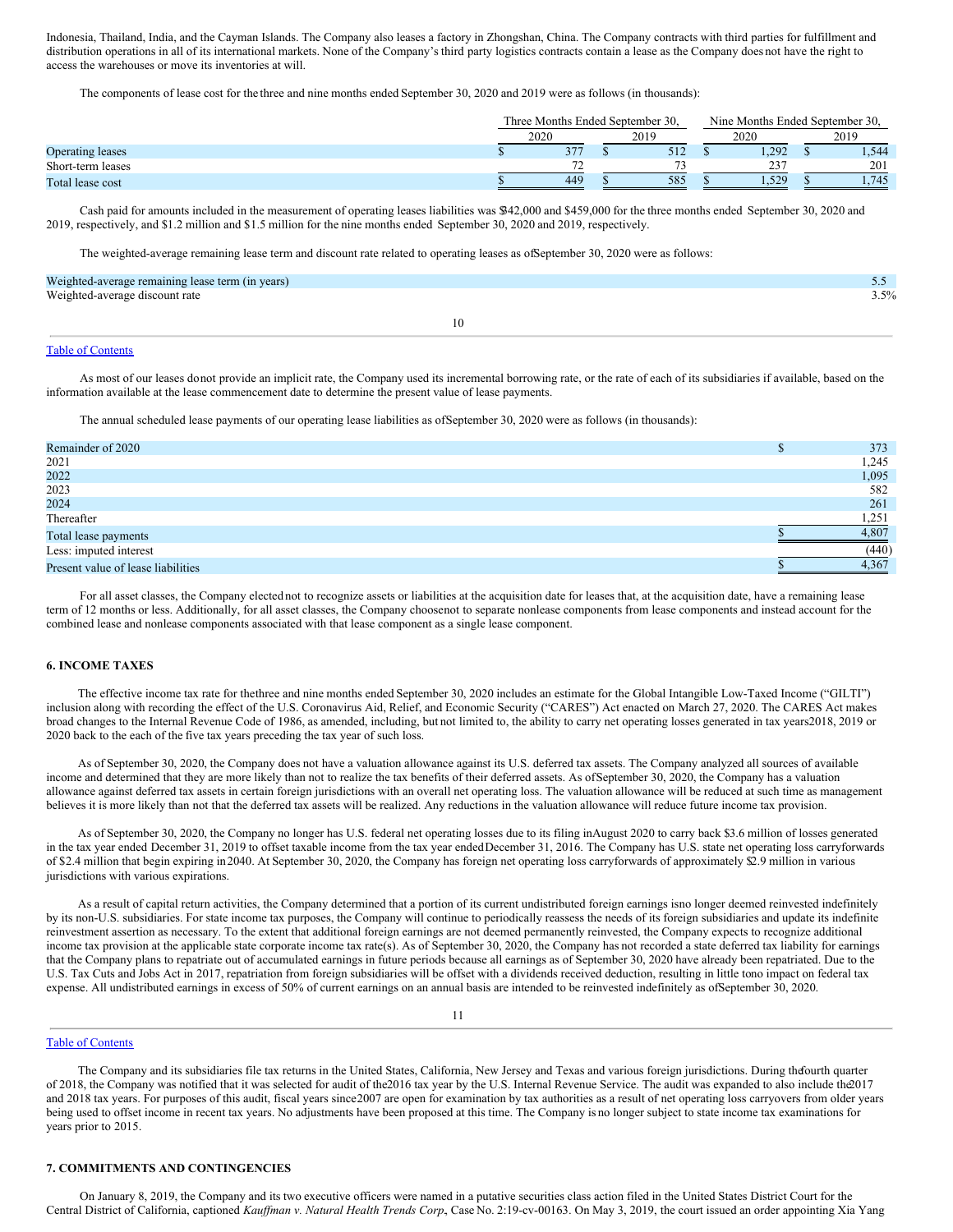Indonesia, Thailand, India, and the Cayman Islands. The Company also leases a factory in Zhongshan, China. The Company contracts with third parties for fulfillment and distribution operations in all of its international markets. None of the Company's third party logistics contracts contain a lease as the Company does not have the right to access the warehouses or move its inventories at will.

The components of lease cost for the three and nine months ended September 30, 2020 and 2019 were as follows (in thousands):

| | Three Months Ended September 30, | | Nine Months Ended September 30, | |
|---|---|---|---|---|
| | 2020 | 2019 | 2020 | 2019 |
| Operating leases | $ 377 | $ 512 | $ 1,292 | $ 1,544 |
| Short-term leases | 72 | 73 | 237 | 201 |
| Total lease cost | $ 449 | $ 585 | $ 1,529 | $ 1,745 |

Cash paid for amounts included in the measurement of operating leases liabilities was $342,000 and $459,000 for the three months ended September 30, 2020 and 2019, respectively, and $1.2 million and $1.5 million for the nine months ended September 30, 2020 and 2019, respectively.

The weighted-average remaining lease term and discount rate related to operating leases as of September 30, 2020 were as follows:

| | |
|---|---|
| Weighted-average remaining lease term (in years) | 5.5 |
| Weighted-average discount rate | 3.5% |

As most of our leases do not provide an implicit rate, the Company used its incremental borrowing rate, or the rate of each of its subsidiaries if available, based on the information available at the lease commencement date to determine the present value of lease payments.

The annual scheduled lease payments of our operating lease liabilities as of September 30, 2020 were as follows (in thousands):

| | |
|---|---|
| Remainder of 2020 | $ 373 |
| 2021 | 1,245 |
| 2022 | 1,095 |
| 2023 | 582 |
| 2024 | 261 |
| Thereafter | 1,251 |
| Total lease payments | $ 4,807 |
| Less: imputed interest | (440) |
| Present value of lease liabilities | $ 4,367 |

For all asset classes, the Company elected not to recognize assets or liabilities at the acquisition date for leases that, at the acquisition date, have a remaining lease term of 12 months or less. Additionally, for all asset classes, the Company choose not to separate nonlease components from lease components and instead account for the combined lease and nonlease components associated with that lease component as a single lease component.

### 6. INCOME TAXES

The effective income tax rate for the three and nine months ended September 30, 2020 includes an estimate for the Global Intangible Low-Taxed Income ("GILTI") inclusion along with recording the effect of the U.S. Coronavirus Aid, Relief, and Economic Security ("CARES") Act enacted on March 27, 2020. The CARES Act makes broad changes to the Internal Revenue Code of 1986, as amended, including, but not limited to, the ability to carry net operating losses generated in tax years 2018, 2019 or 2020 back to the each of the five tax years preceding the tax year of such loss.

As of September 30, 2020, the Company does not have a valuation allowance against its U.S. deferred tax assets. The Company analyzed all sources of available income and determined that they are more likely than not to realize the tax benefits of their deferred assets. As of September 30, 2020, the Company has a valuation allowance against deferred tax assets in certain foreign jurisdictions with an overall net operating loss. The valuation allowance will be reduced at such time as management believes it is more likely than not that the deferred tax assets will be realized. Any reductions in the valuation allowance will reduce future income tax provision.

As of September 30, 2020, the Company no longer has U.S. federal net operating losses due to its filing in August 2020 to carry back $3.6 million of losses generated in the tax year ended December 31, 2019 to offset taxable income from the tax year ended December 31, 2016. The Company has U.S. state net operating loss carryforwards of $2.4 million that begin expiring in 2040. At September 30, 2020, the Company has foreign net operating loss carryforwards of approximately $2.9 million in various jurisdictions with various expirations.

As a result of capital return activities, the Company determined that a portion of its current undistributed foreign earnings is no longer deemed reinvested indefinitely by its non-U.S. subsidiaries. For state income tax purposes, the Company will continue to periodically reassess the needs of its foreign subsidiaries and update its indefinite reinvestment assertion as necessary. To the extent that additional foreign earnings are not deemed permanently reinvested, the Company expects to recognize additional income tax provision at the applicable state corporate income tax rate(s). As of September 30, 2020, the Company has not recorded a state deferred tax liability for earnings that the Company plans to repatriate out of accumulated earnings in future periods because all earnings as of September 30, 2020 have already been repatriated. Due to the U.S. Tax Cuts and Jobs Act in 2017, repatriation from foreign subsidiaries will be offset with a dividends received deduction, resulting in little to no impact on federal tax expense. All undistributed earnings in excess of 50% of current earnings on an annual basis are intended to be reinvested indefinitely as of September 30, 2020.

The Company and its subsidiaries file tax returns in the United States, California, New Jersey and Texas and various foreign jurisdictions. During the fourth quarter of 2018, the Company was notified that it was selected for audit of the 2016 tax year by the U.S. Internal Revenue Service. The audit was expanded to also include the 2017 and 2018 tax years. For purposes of this audit, fiscal years since 2007 are open for examination by tax authorities as a result of net operating loss carryovers from older years being used to offset income in recent tax years. No adjustments have been proposed at this time. The Company is no longer subject to state income tax examinations for years prior to 2015.

### 7. COMMITMENTS AND CONTINGENCIES

On January 8, 2019, the Company and its two executive officers were named in a putative securities class action filed in the United States District Court for the Central District of California, captioned *Kauffman v. Natural Health Trends Corp.*, Case No. 2:19-cv-00163. On May 3, 2019, the court issued an order appointing Xia Yang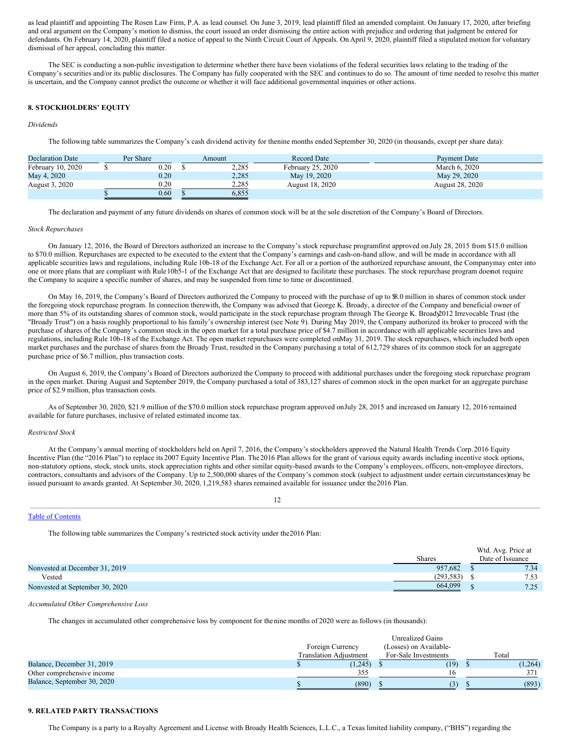as lead plaintiff and appointing The Rosen Law Firm, P.A. as lead counsel. On June 3, 2019, lead plaintiff filed an amended complaint. On January 17, 2020, after briefing and oral argument on the Company's motion to dismiss, the court issued an order dismissing the entire action with prejudice and ordering that judgment be entered for defendants. On February 14, 2020, plaintiff filed a notice of appeal to the Ninth Circuit Court of Appeals. On April 9, 2020, plaintiff filed a stipulated motion for voluntary dismissal of her appeal, concluding this matter.

The SEC is conducting a non-public investigation to determine whether there have been violations of the federal securities laws relating to the trading of the Company's securities and/or its public disclosures. The Company has fully cooperated with the SEC and continues to do so. The amount of time needed to resolve this matter is uncertain, and the Company cannot predict the outcome or whether it will face additional governmental inquiries or other actions.

## 8. STOCKHOLDERS' EQUITY

*Dividends*

The following table summarizes the Company's cash dividend activity for the nine months ended September 30, 2020 (in thousands, except per share data):

| Declaration Date | Per Share | Amount | Record Date | Payment Date |
|---|---|---|---|---|
| February 10, 2020 | $ 0.20 | $ 2,285 | February 25, 2020 | March 6, 2020 |
| May 4, 2020 | 0.20 | 2,285 | May 19, 2020 | May 29, 2020 |
| August 3, 2020 | 0.20 | 2,285 | August 18, 2020 | August 28, 2020 |
| | $ 0.60 | $ 6,855 | | |

The declaration and payment of any future dividends on shares of common stock will be at the sole discretion of the Company's Board of Directors.

*Stock Repurchases*

On January 12, 2016, the Board of Directors authorized an increase to the Company's stock repurchase program first approved on July 28, 2015 from $15.0 million to $70.0 million. Repurchases are expected to be executed to the extent that the Company's earnings and cash-on-hand allow, and will be made in accordance with all applicable securities laws and regulations, including Rule 10b-18 of the Exchange Act. For all or a portion of the authorized repurchase amount, the Company may enter into one or more plans that are compliant with Rule 10b5-1 of the Exchange Act that are designed to facilitate these purchases. The stock repurchase program does not require the Company to acquire a specific number of shares, and may be suspended from time to time or discontinued.

On May 16, 2019, the Company's Board of Directors authorized the Company to proceed with the purchase of up to $8.0 million in shares of common stock under the foregoing stock repurchase program. In connection therewith, the Company was advised that George K. Broady, a director of the Company and beneficial owner of more than 5% of its outstanding shares of common stock, would participate in the stock repurchase program through The George K. Broady 2012 Irrevocable Trust (the "Broady Trust") on a basis roughly proportional to his family's ownership interest (see Note 9). During May 2019, the Company authorized its broker to proceed with the purchase of shares of the Company's common stock in the open market for a total purchase price of $4.7 million in accordance with all applicable securities laws and regulations, including Rule 10b-18 of the Exchange Act. The open market repurchases were completed on May 31, 2019. The stock repurchases, which included both open market purchases and the purchase of shares from the Broady Trust, resulted in the Company purchasing a total of 612,729 shares of its common stock for an aggregate purchase price of $6.7 million, plus transaction costs.

On August 6, 2019, the Company's Board of Directors authorized the Company to proceed with additional purchases under the foregoing stock repurchase program in the open market. During August and September 2019, the Company purchased a total of 383,127 shares of common stock in the open market for an aggregate purchase price of $2.9 million, plus transaction costs.

As of September 30, 2020, $21.9 million of the $70.0 million stock repurchase program approved on July 28, 2015 and increased on January 12, 2016 remained available for future purchases, inclusive of related estimated income tax.

*Restricted Stock*

At the Company's annual meeting of stockholders held on April 7, 2016, the Company's stockholders approved the Natural Health Trends Corp. 2016 Equity Incentive Plan (the "2016 Plan") to replace its 2007 Equity Incentive Plan. The 2016 Plan allows for the grant of various equity awards including incentive stock options, non-statutory options, stock, stock units, stock appreciation rights and other similar equity-based awards to the Company's employees, officers, non-employee directors, contractors, consultants and advisors of the Company. Up to 2,500,000 shares of the Company's common stock (subject to adjustment under certain circumstances) may be issued pursuant to awards granted. At September 30, 2020, 1,219,583 shares remained available for issuance under the 2016 Plan.

The following table summarizes the Company's restricted stock activity under the 2016 Plan:

| | Shares | Wtd. Avg. Price at Date of Issuance |
|---|---|---|
| Nonvested at December 31, 2019 | 957,682 | $ 7.34 |
| Vested | (293,583) | $ 7.53 |
| Nonvested at September 30, 2020 | 664,099 | $ 7.25 |

*Accumulated Other Comprehensive Loss*

The changes in accumulated other comprehensive loss by component for the nine months of 2020 were as follows (in thousands):

| | Foreign Currency Translation Adjustment | Unrealized Gains (Losses) on Available-For-Sale Investments | Total |
|---|---|---|---|
| Balance, December 31, 2019 | $ (1,245) | $ (19) | $ (1,264) |
| Other comprehensive income | 355 | 16 | 371 |
| Balance, September 30, 2020 | $ (890) | $ (3) | $ (893) |

## 9. RELATED PARTY TRANSACTIONS

The Company is a party to a Royalty Agreement and License with Broady Health Sciences, L.L.C., a Texas limited liability company, ("BHS") regarding the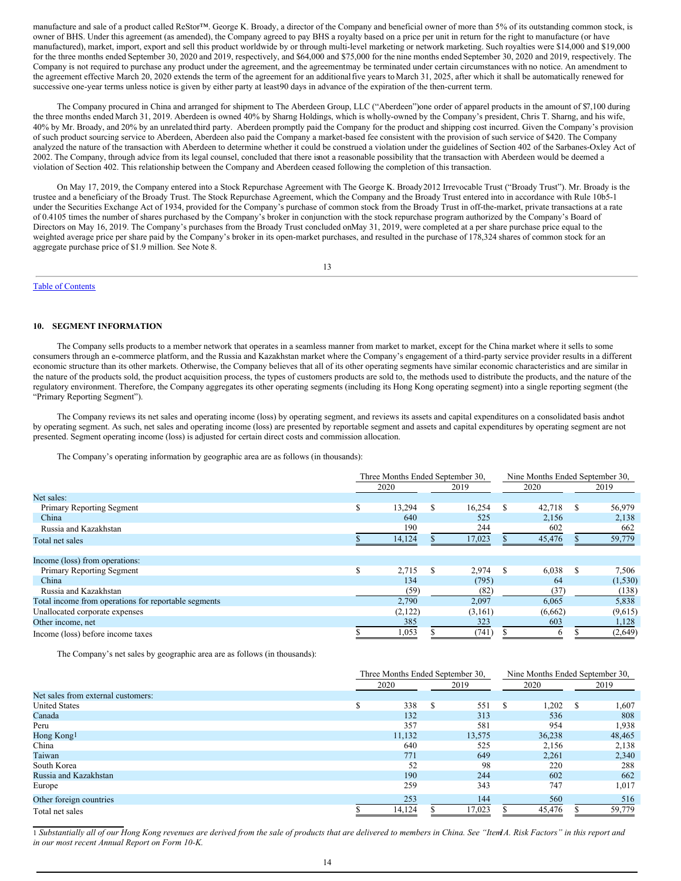manufacture and sale of a product called ReStor™. George K. Broady, a director of the Company and beneficial owner of more than 5% of its outstanding common stock, is owner of BHS. Under this agreement (as amended), the Company agreed to pay BHS a royalty based on a price per unit in return for the right to manufacture (or have manufactured), market, import, export and sell this product worldwide by or through multi-level marketing or network marketing. Such royalties were $14,000 and $19,000 for the three months ended September 30, 2020 and 2019, respectively, and $64,000 and $75,000 for the nine months ended September 30, 2020 and 2019, respectively. The Company is not required to purchase any product under the agreement, and the agreementmay be terminated under certain circumstances with no notice. An amendment to the agreement effective March 20, 2020 extends the term of the agreement for an additional five years to March 31, 2025, after which it shall be automatically renewed for successive one-year terms unless notice is given by either party at least90 days in advance of the expiration of the then-current term.

The Company procured in China and arranged for shipment to The Aberdeen Group, LLC ("Aberdeen")one order of apparel products in the amount of $7,100 during the three months ended March 31, 2019. Aberdeen is owned 40% by Sharng Holdings, which is wholly-owned by the Company's president, Chris T. Sharng, and his wife, 40% by Mr. Broady, and 20% by an unrelated third party. Aberdeen promptly paid the Company for the product and shipping cost incurred. Given the Company's provision of such product sourcing service to Aberdeen, Aberdeen also paid the Company a market-based fee consistent with the provision of such service of $420. The Company analyzed the nature of the transaction with Aberdeen to determine whether it could be construed a violation under the guidelines of Section 402 of the Sarbanes-Oxley Act of 2002. The Company, through advice from its legal counsel, concluded that there isnot a reasonable possibility that the transaction with Aberdeen would be deemed a violation of Section 402. This relationship between the Company and Aberdeen ceased following the completion of this transaction.

On May 17, 2019, the Company entered into a Stock Repurchase Agreement with The George K. Broady 2012 Irrevocable Trust ("Broady Trust"). Mr. Broady is the trustee and a beneficiary of the Broady Trust. The Stock Repurchase Agreement, which the Company and the Broady Trust entered into in accordance with Rule 10b5-1 under the Securities Exchange Act of 1934, provided for the Company's purchase of common stock from the Broady Trust in off-the-market, private transactions at a rate of 0.4105 times the number of shares purchased by the Company's broker in conjunction with the stock repurchase program authorized by the Company's Board of Directors on May 16, 2019. The Company's purchases from the Broady Trust concluded onMay 31, 2019, were completed at a per share purchase price equal to the weighted average price per share paid by the Company's broker in its open-market purchases, and resulted in the purchase of 178,324 shares of common stock for an aggregate purchase price of $1.9 million. See Note 8.

Table of Contents

## 10. SEGMENT INFORMATION

The Company sells products to a member network that operates in a seamless manner from market to market, except for the China market where it sells to some consumers through an e-commerce platform, and the Russia and Kazakhstan market where the Company's engagement of a third-party service provider results in a different economic structure than its other markets. Otherwise, the Company believes that all of its other operating segments have similar economic characteristics and are similar in the nature of the products sold, the product acquisition process, the types of customers products are sold to, the methods used to distribute the products, and the nature of the regulatory environment. Therefore, the Company aggregates its other operating segments (including its Hong Kong operating segment) into a single reporting segment (the "Primary Reporting Segment").

The Company reviews its net sales and operating income (loss) by operating segment, and reviews its assets and capital expenditures on a consolidated basis andnot by operating segment. As such, net sales and operating income (loss) are presented by reportable segment and assets and capital expenditures by operating segment are not presented. Segment operating income (loss) is adjusted for certain direct costs and commission allocation.

The Company's operating information by geographic area are as follows (in thousands):

| | Three Months Ended September 30, | | Nine Months Ended September 30, | |
|---|---|---|---|---|
| | 2020 | 2019 | 2020 | 2019 |
| Net sales: | | | | |
| Primary Reporting Segment | $ 13,294 | $ 16,254 | $ 42,718 | $ 56,979 |
| China | 640 | 525 | 2,156 | 2,138 |
| Russia and Kazakhstan | 190 | 244 | 602 | 662 |
| Total net sales | $ 14,124 | $ 17,023 | $ 45,476 | $ 59,779 |
| | | | | |
| Income (loss) from operations: | | | | |
| Primary Reporting Segment | $ 2,715 | $ 2,974 | $ 6,038 | $ 7,506 |
| China | 134 | (795) | 64 | (1,530) |
| Russia and Kazakhstan | (59) | (82) | (37) | (138) |
| Total income from operations for reportable segments | 2,790 | 2,097 | 6,065 | 5,838 |
| Unallocated corporate expenses | (2,122) | (3,161) | (6,662) | (9,615) |
| Other income, net | 385 | 323 | 603 | 1,128 |
| Income (loss) before income taxes | $ 1,053 | $ (741) | $ 6 | $ (2,649) |

The Company's net sales by geographic area are as follows (in thousands):

| | Three Months Ended September 30, | | Nine Months Ended September 30, | |
|---|---|---|---|---|
| | 2020 | 2019 | 2020 | 2019 |
| Net sales from external customers: | | | | |
| United States | $ 338 | $ 551 | $ 1,202 | $ 1,607 |
| Canada | 132 | 313 | 536 | 808 |
| Peru | 357 | 581 | 954 | 1,938 |
| Hong Kong[1] | 11,132 | 13,575 | 36,238 | 48,465 |
| China | 640 | 525 | 2,156 | 2,138 |
| Taiwan | 771 | 649 | 2,261 | 2,340 |
| South Korea | 52 | 98 | 220 | 288 |
| Russia and Kazakhstan | 190 | 244 | 602 | 662 |
| Europe | 259 | 343 | 747 | 1,017 |
| Other foreign countries | 253 | 144 | 560 | 516 |
| Total net sales | $ 14,124 | $ 17,023 | $ 45,476 | $ 59,779 |

1 *Substantially all of our Hong Kong revenues are derived from the sale of products that are delivered to members in China. See "Item1A. Risk Factors" in this report and in our most recent Annual Report on Form 10-K.*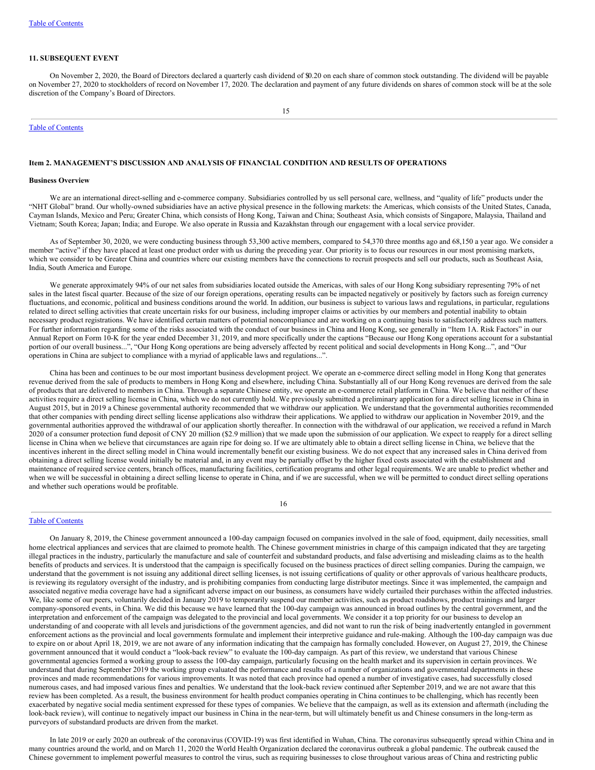### 11. SUBSEQUENT EVENT

On November 2, 2020, the Board of Directors declared a quarterly cash dividend of $0.20 on each share of common stock outstanding. The dividend will be payable on November 27, 2020 to stockholders of record on November 17, 2020. The declaration and payment of any future dividends on shares of common stock will be at the sole discretion of the Company's Board of Directors.

## Item 2. MANAGEMENT'S DISCUSSION AND ANALYSIS OF FINANCIAL CONDITION AND RESULTS OF OPERATIONS

### Business Overview

We are an international direct-selling and e-commerce company. Subsidiaries controlled by us sell personal care, wellness, and "quality of life" products under the "NHT Global" brand. Our wholly-owned subsidiaries have an active physical presence in the following markets: the Americas, which consists of the United States, Canada, Cayman Islands, Mexico and Peru; Greater China, which consists of Hong Kong, Taiwan and China; Southeast Asia, which consists of Singapore, Malaysia, Thailand and Vietnam; South Korea; Japan; India; and Europe. We also operate in Russia and Kazakhstan through our engagement with a local service provider.

As of September 30, 2020, we were conducting business through 53,300 active members, compared to 54,370 three months ago and 68,150 a year ago. We consider a member "active" if they have placed at least one product order with us during the preceding year. Our priority is to focus our resources in our most promising markets, which we consider to be Greater China and countries where our existing members have the connections to recruit prospects and sell our products, such as Southeast Asia, India, South America and Europe.

We generate approximately 94% of our net sales from subsidiaries located outside the Americas, with sales of our Hong Kong subsidiary representing 79% of net sales in the latest fiscal quarter. Because of the size of our foreign operations, operating results can be impacted negatively or positively by factors such as foreign currency fluctuations, and economic, political and business conditions around the world. In addition, our business is subject to various laws and regulations, in particular, regulations related to direct selling activities that create uncertain risks for our business, including improper claims or activities by our members and potential inability to obtain necessary product registrations. We have identified certain matters of potential noncompliance and are working on a continuing basis to satisfactorily address such matters. For further information regarding some of the risks associated with the conduct of our business in China and Hong Kong, see generally in "Item 1A. Risk Factors" in our Annual Report on Form 10-K for the year ended December 31, 2019, and more specifically under the captions "Because our Hong Kong operations account for a substantial portion of our overall business...", "Our Hong Kong operations are being adversely affected by recent political and social developments in Hong Kong...", and "Our operations in China are subject to compliance with a myriad of applicable laws and regulations...".

China has been and continues to be our most important business development project. We operate an e-commerce direct selling model in Hong Kong that generates revenue derived from the sale of products to members in Hong Kong and elsewhere, including China. Substantially all of our Hong Kong revenues are derived from the sale of products that are delivered to members in China. Through a separate Chinese entity, we operate an e-commerce retail platform in China. We believe that neither of these activities require a direct selling license in China, which we do not currently hold. We previously submitted a preliminary application for a direct selling license in China in August 2015, but in 2019 a Chinese governmental authority recommended that we withdraw our application. We understand that the governmental authorities recommended that other companies with pending direct selling license applications also withdraw their applications. We applied to withdraw our application in November 2019, and the governmental authorities approved the withdrawal of our application shortly thereafter. In connection with the withdrawal of our application, we received a refund in March 2020 of a consumer protection fund deposit of CNY 20 million ($2.9 million) that we made upon the submission of our application. We expect to reapply for a direct selling license in China when we believe that circumstances are again ripe for doing so. If we are ultimately able to obtain a direct selling license in China, we believe that the incentives inherent in the direct selling model in China would incrementally benefit our existing business. We do not expect that any increased sales in China derived from obtaining a direct selling license would initially be material and, in any event may be partially offset by the higher fixed costs associated with the establishment and maintenance of required service centers, branch offices, manufacturing facilities, certification programs and other legal requirements. We are unable to predict whether and when we will be successful in obtaining a direct selling license to operate in China, and if we are successful, when we will be permitted to conduct direct selling operations and whether such operations would be profitable.

On January 8, 2019, the Chinese government announced a 100-day campaign focused on companies involved in the sale of food, equipment, daily necessities, small home electrical appliances and services that are claimed to promote health. The Chinese government ministries in charge of this campaign indicated that they are targeting illegal practices in the industry, particularly the manufacture and sale of counterfeit and substandard products, and false advertising and misleading claims as to the health benefits of products and services. It is understood that the campaign is specifically focused on the business practices of direct selling companies. During the campaign, we understand that the government is not issuing any additional direct selling licenses, is not issuing certifications of quality or other approvals of various healthcare products, is reviewing its regulatory oversight of the industry, and is prohibiting companies from conducting large distributor meetings. Since it was implemented, the campaign and associated negative media coverage have had a significant adverse impact on our business, as consumers have widely curtailed their purchases within the affected industries. We, like some of our peers, voluntarily decided in January 2019 to temporarily suspend our member activities, such as product roadshows, product trainings and larger company-sponsored events, in China. We did this because we have learned that the 100-day campaign was announced in broad outlines by the central government, and the interpretation and enforcement of the campaign was delegated to the provincial and local governments. We consider it a top priority for our business to develop an understanding of and cooperate with all levels and jurisdictions of the government agencies, and did not want to run the risk of being inadvertently entangled in government enforcement actions as the provincial and local governments formulate and implement their interpretive guidance and rule-making. Although the 100-day campaign was due to expire on or about April 18, 2019, we are not aware of any information indicating that the campaign has formally concluded. However, on August 27, 2019, the Chinese government announced that it would conduct a "look-back review" to evaluate the 100-day campaign. As part of this review, we understand that various Chinese governmental agencies formed a working group to assess the 100-day campaign, particularly focusing on the health market and its supervision in certain provinces. We understand that during September 2019 the working group evaluated the performance and results of a number of organizations and governmental departments in these provinces and made recommendations for various improvements. It was noted that each province had opened a number of investigative cases, had successfully closed numerous cases, and had imposed various fines and penalties. We understand that the look-back review continued after September 2019, and we are not aware that this review has been completed. As a result, the business environment for health product companies operating in China continues to be challenging, which has recently been exacerbated by negative social media sentiment expressed for these types of companies. We believe that the campaign, as well as its extension and aftermath (including the look-back review), will continue to negatively impact our business in China in the near-term, but will ultimately benefit us and Chinese consumers in the long-term as purveyors of substandard products are driven from the market.

In late 2019 or early 2020 an outbreak of the coronavirus (COVID-19) was first identified in Wuhan, China. The coronavirus subsequently spread within China and in many countries around the world, and on March 11, 2020 the World Health Organization declared the coronavirus outbreak a global pandemic. The outbreak caused the Chinese government to implement powerful measures to control the virus, such as requiring businesses to close throughout various areas of China and restricting public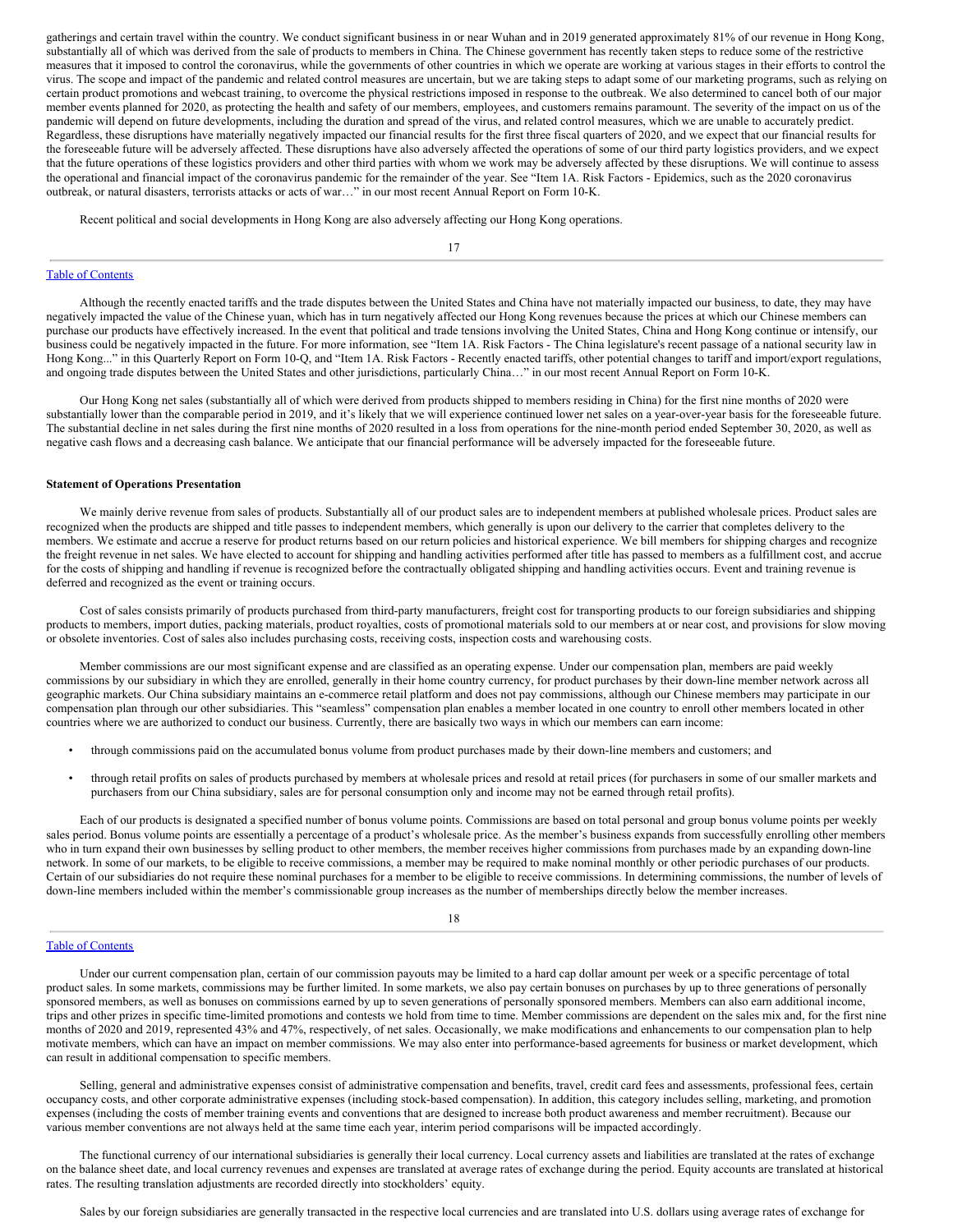gatherings and certain travel within the country. We conduct significant business in or near Wuhan and in 2019 generated approximately 81% of our revenue in Hong Kong, substantially all of which was derived from the sale of products to members in China. The Chinese government has recently taken steps to reduce some of the restrictive measures that it imposed to control the coronavirus, while the governments of other countries in which we operate are working at various stages in their efforts to control the virus. The scope and impact of the pandemic and related control measures are uncertain, but we are taking steps to adapt some of our marketing programs, such as relying on certain product promotions and webcast training, to overcome the physical restrictions imposed in response to the outbreak. We also determined to cancel both of our major member events planned for 2020, as protecting the health and safety of our members, employees, and customers remains paramount. The severity of the impact on us of the pandemic will depend on future developments, including the duration and spread of the virus, and related control measures, which we are unable to accurately predict. Regardless, these disruptions have materially negatively impacted our financial results for the first three fiscal quarters of 2020, and we expect that our financial results for the foreseeable future will be adversely affected. These disruptions have also adversely affected the operations of some of our third party logistics providers, and we expect that the future operations of these logistics providers and other third parties with whom we work may be adversely affected by these disruptions. We will continue to assess the operational and financial impact of the coronavirus pandemic for the remainder of the year. See "Item 1A. Risk Factors - Epidemics, such as the 2020 coronavirus outbreak, or natural disasters, terrorists attacks or acts of war…" in our most recent Annual Report on Form 10-K.

Recent political and social developments in Hong Kong are also adversely affecting our Hong Kong operations.

Although the recently enacted tariffs and the trade disputes between the United States and China have not materially impacted our business, to date, they may have negatively impacted the value of the Chinese yuan, which has in turn negatively affected our Hong Kong revenues because the prices at which our Chinese members can purchase our products have effectively increased. In the event that political and trade tensions involving the United States, China and Hong Kong continue or intensify, our business could be negatively impacted in the future. For more information, see "Item 1A. Risk Factors - The China legislature's recent passage of a national security law in Hong Kong..." in this Quarterly Report on Form 10-Q, and "Item 1A. Risk Factors - Recently enacted tariffs, other potential changes to tariff and import/export regulations, and ongoing trade disputes between the United States and other jurisdictions, particularly China…" in our most recent Annual Report on Form 10-K.

Our Hong Kong net sales (substantially all of which were derived from products shipped to members residing in China) for the first nine months of 2020 were substantially lower than the comparable period in 2019, and it's likely that we will experience continued lower net sales on a year-over-year basis for the foreseeable future. The substantial decline in net sales during the first nine months of 2020 resulted in a loss from operations for the nine-month period ended September 30, 2020, as well as negative cash flows and a decreasing cash balance. We anticipate that our financial performance will be adversely impacted for the foreseeable future.

**Statement of Operations Presentation**

We mainly derive revenue from sales of products. Substantially all of our product sales are to independent members at published wholesale prices. Product sales are recognized when the products are shipped and title passes to independent members, which generally is upon our delivery to the carrier that completes delivery to the members. We estimate and accrue a reserve for product returns based on our return policies and historical experience. We bill members for shipping charges and recognize the freight revenue in net sales. We have elected to account for shipping and handling activities performed after title has passed to members as a fulfillment cost, and accrue for the costs of shipping and handling if revenue is recognized before the contractually obligated shipping and handling activities occurs. Event and training revenue is deferred and recognized as the event or training occurs.

Cost of sales consists primarily of products purchased from third-party manufacturers, freight cost for transporting products to our foreign subsidiaries and shipping products to members, import duties, packing materials, product royalties, costs of promotional materials sold to our members at or near cost, and provisions for slow moving or obsolete inventories. Cost of sales also includes purchasing costs, receiving costs, inspection costs and warehousing costs.

Member commissions are our most significant expense and are classified as an operating expense. Under our compensation plan, members are paid weekly commissions by our subsidiary in which they are enrolled, generally in their home country currency, for product purchases by their down-line member network across all geographic markets. Our China subsidiary maintains an e-commerce retail platform and does not pay commissions, although our Chinese members may participate in our compensation plan through our other subsidiaries. This "seamless" compensation plan enables a member located in one country to enroll other members located in other countries where we are authorized to conduct our business. Currently, there are basically two ways in which our members can earn income:

- through commissions paid on the accumulated bonus volume from product purchases made by their down-line members and customers; and
- through retail profits on sales of products purchased by members at wholesale prices and resold at retail prices (for purchasers in some of our smaller markets and purchasers from our China subsidiary, sales are for personal consumption only and income may not be earned through retail profits).

Each of our products is designated a specified number of bonus volume points. Commissions are based on total personal and group bonus volume points per weekly sales period. Bonus volume points are essentially a percentage of a product's wholesale price. As the member's business expands from successfully enrolling other members who in turn expand their own businesses by selling product to other members, the member receives higher commissions from purchases made by an expanding down-line network. In some of our markets, to be eligible to receive commissions, a member may be required to make nominal monthly or other periodic purchases of our products. Certain of our subsidiaries do not require these nominal purchases for a member to be eligible to receive commissions. In determining commissions, the number of levels of down-line members included within the member's commissionable group increases as the number of memberships directly below the member increases.

Under our current compensation plan, certain of our commission payouts may be limited to a hard cap dollar amount per week or a specific percentage of total product sales. In some markets, commissions may be further limited. In some markets, we also pay certain bonuses on purchases by up to three generations of personally sponsored members, as well as bonuses on commissions earned by up to seven generations of personally sponsored members. Members can also earn additional income, trips and other prizes in specific time-limited promotions and contests we hold from time to time. Member commissions are dependent on the sales mix and, for the first nine months of 2020 and 2019, represented 43% and 47%, respectively, of net sales. Occasionally, we make modifications and enhancements to our compensation plan to help motivate members, which can have an impact on member commissions. We may also enter into performance-based agreements for business or market development, which can result in additional compensation to specific members.

Selling, general and administrative expenses consist of administrative compensation and benefits, travel, credit card fees and assessments, professional fees, certain occupancy costs, and other corporate administrative expenses (including stock-based compensation). In addition, this category includes selling, marketing, and promotion expenses (including the costs of member training events and conventions that are designed to increase both product awareness and member recruitment). Because our various member conventions are not always held at the same time each year, interim period comparisons will be impacted accordingly.

The functional currency of our international subsidiaries is generally their local currency. Local currency assets and liabilities are translated at the rates of exchange on the balance sheet date, and local currency revenues and expenses are translated at average rates of exchange during the period. Equity accounts are translated at historical rates. The resulting translation adjustments are recorded directly into stockholders' equity.

Sales by our foreign subsidiaries are generally transacted in the respective local currencies and are translated into U.S. dollars using average rates of exchange for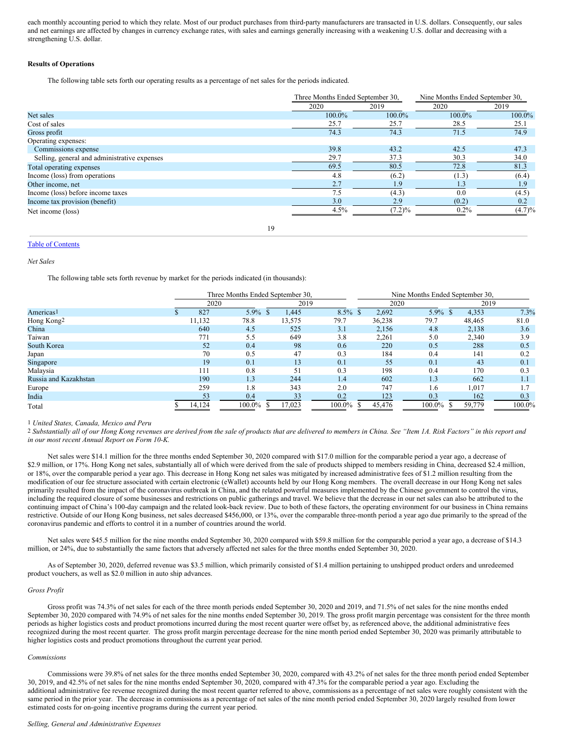each monthly accounting period to which they relate. Most of our product purchases from third-party manufacturers are transacted in U.S. dollars. Consequently, our sales and net earnings are affected by changes in currency exchange rates, with sales and earnings generally increasing with a weakening U.S. dollar and decreasing with a strengthening U.S. dollar.

**Results of Operations**

The following table sets forth our operating results as a percentage of net sales for the periods indicated.

| | Three Months Ended September 30, | | Nine Months Ended September 30, | |
|---|---|---|---|---|
| | 2020 | 2019 | 2020 | 2019 |
| Net sales | 100.0% | 100.0% | 100.0% | 100.0% |
| Cost of sales | 25.7 | 25.7 | 28.5 | 25.1 |
| Gross profit | 74.3 | 74.3 | 71.5 | 74.9 |
| Operating expenses: | | | | |
| Commissions expense | 39.8 | 43.2 | 42.5 | 47.3 |
| Selling, general and administrative expenses | 29.7 | 37.3 | 30.3 | 34.0 |
| Total operating expenses | 69.5 | 80.5 | 72.8 | 81.3 |
| Income (loss) from operations | 4.8 | (6.2) | (1.3) | (6.4) |
| Other income, net | 2.7 | 1.9 | 1.3 | 1.9 |
| Income (loss) before income taxes | 7.5 | (4.3) | 0.0 | (4.5) |
| Income tax provision (benefit) | 3.0 | 2.9 | (0.2) | 0.2 |
| Net income (loss) | 4.5% | (7.2)% | 0.2% | (4.7)% |

*Net Sales*

The following table sets forth revenue by market for the periods indicated (in thousands):

| | Three Months Ended September 30, | | | | Nine Months Ended September 30, | | | |
|---|---|---|---|---|---|---|---|---|
| | 2020 | | 2019 | | 2020 | | 2019 | |
| Americas[1] | $ 827 | 5.9% | $ 1,445 | 8.5% | $ 2,692 | 5.9% | $ 4,353 | 7.3% |
| Hong Kong[2] | 11,132 | 78.8 | 13,575 | 79.7 | 36,238 | 79.7 | 48,465 | 81.0 |
| China | 640 | 4.5 | 525 | 3.1 | 2,156 | 4.8 | 2,138 | 3.6 |
| Taiwan | 771 | 5.5 | 649 | 3.8 | 2,261 | 5.0 | 2,340 | 3.9 |
| South Korea | 52 | 0.4 | 98 | 0.6 | 220 | 0.5 | 288 | 0.5 |
| Japan | 70 | 0.5 | 47 | 0.3 | 184 | 0.4 | 141 | 0.2 |
| Singapore | 19 | 0.1 | 13 | 0.1 | 55 | 0.1 | 43 | 0.1 |
| Malaysia | 111 | 0.8 | 51 | 0.3 | 198 | 0.4 | 170 | 0.3 |
| Russia and Kazakhstan | 190 | 1.3 | 244 | 1.4 | 602 | 1.3 | 662 | 1.1 |
| Europe | 259 | 1.8 | 343 | 2.0 | 747 | 1.6 | 1,017 | 1.7 |
| India | 53 | 0.4 | 33 | 0.2 | 123 | 0.3 | 162 | 0.3 |
| Total | $ 14,124 | 100.0% | $ 17,023 | 100.0% | $ 45,476 | 100.0% | $ 59,779 | 100.0% |

[1] *United States, Canada, Mexico and Peru*

[2] *Substantially all of our Hong Kong revenues are derived from the sale of products that are delivered to members in China. See "Item 1A. Risk Factors" in this report and in our most recent Annual Report on Form 10-K.*

Net sales were $14.1 million for the three months ended September 30, 2020 compared with $17.0 million for the comparable period a year ago, a decrease of $2.9 million, or 17%. Hong Kong net sales, substantially all of which were derived from the sale of products shipped to members residing in China, decreased $2.4 million, or 18%, over the comparable period a year ago. This decrease in Hong Kong net sales was mitigated by increased administrative fees of $1.2 million resulting from the modification of our fee structure associated with certain electronic (eWallet) accounts held by our Hong Kong members. The overall decrease in our Hong Kong net sales primarily resulted from the impact of the coronavirus outbreak in China, and the related powerful measures implemented by the Chinese government to control the virus, including the required closure of some businesses and restrictions on public gatherings and travel. We believe that the decrease in our net sales can also be attributed to the continuing impact of China's 100-day campaign and the related look-back review. Due to both of these factors, the operating environment for our business in China remains restrictive. Outside of our Hong Kong business, net sales decreased $456,000, or 13%, over the comparable three-month period a year ago due primarily to the spread of the coronavirus pandemic and efforts to control it in a number of countries around the world.

Net sales were $45.5 million for the nine months ended September 30, 2020 compared with $59.8 million for the comparable period a year ago, a decrease of $14.3 million, or 24%, due to substantially the same factors that adversely affected net sales for the three months ended September 30, 2020.

As of September 30, 2020, deferred revenue was $3.5 million, which primarily consisted of $1.4 million pertaining to unshipped product orders and unredeemed product vouchers, as well as $2.0 million in auto ship advances.

*Gross Profit*

Gross profit was 74.3% of net sales for each of the three month periods ended September 30, 2020 and 2019, and 71.5% of net sales for the nine months ended September 30, 2020 compared with 74.9% of net sales for the nine months ended September 30, 2019. The gross profit margin percentage was consistent for the three month periods as higher logistics costs and product promotions incurred during the most recent quarter were offset by, as referenced above, the additional administrative fees recognized during the most recent quarter. The gross profit margin percentage decrease for the nine month period ended September 30, 2020 was primarily attributable to higher logistics costs and product promotions throughout the current year period.

*Commissions*

Commissions were 39.8% of net sales for the three months ended September 30, 2020, compared with 43.2% of net sales for the three month period ended September 30, 2019, and 42.5% of net sales for the nine months ended September 30, 2020, compared with 47.3% for the comparable period a year ago. Excluding the additional administrative fee revenue recognized during the most recent quarter referred to above, commissions as a percentage of net sales were roughly consistent with the same period in the prior year. The decrease in commissions as a percentage of net sales of the nine month period ended September 30, 2020 largely resulted from lower estimated costs for on-going incentive programs during the current year period.

*Selling, General and Administrative Expenses*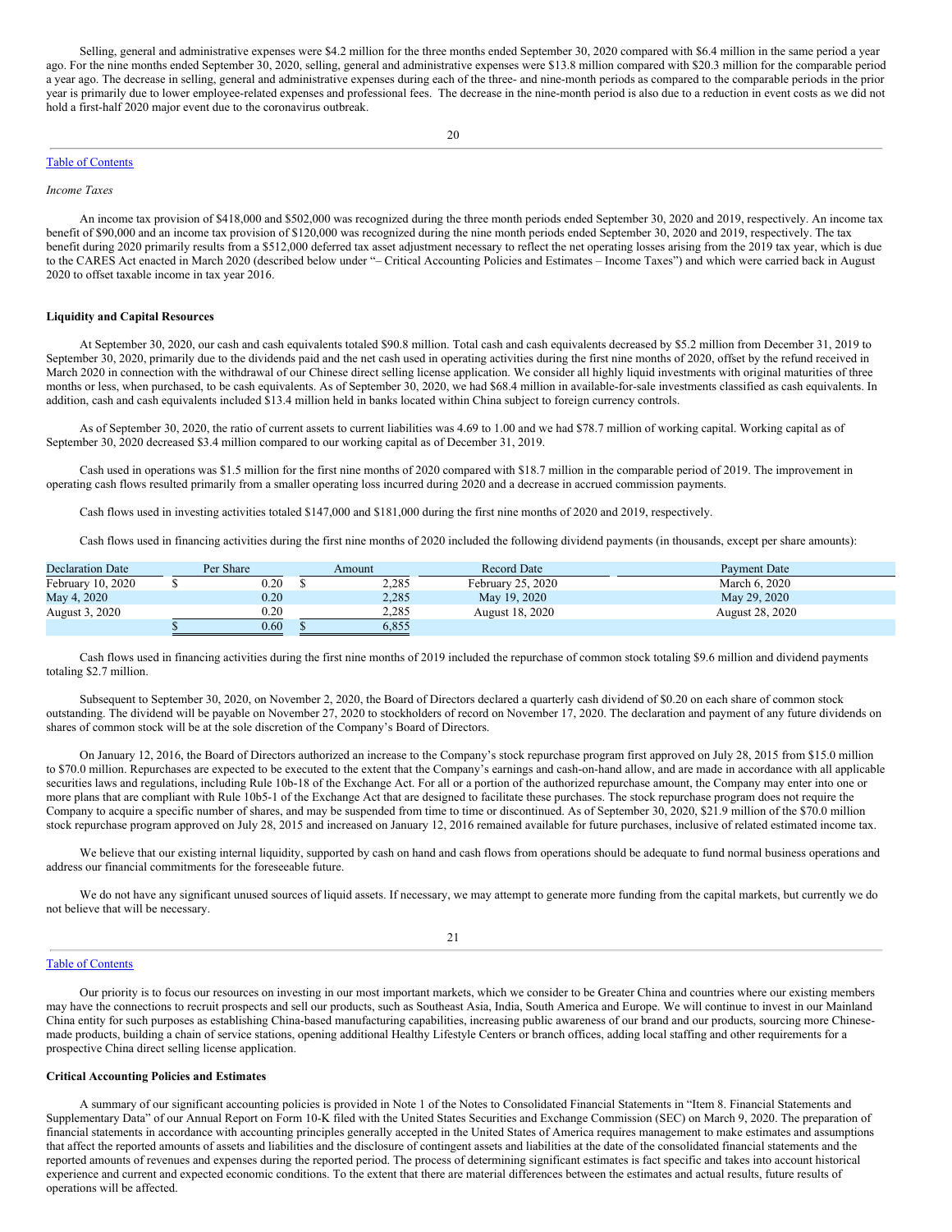Selling, general and administrative expenses were $4.2 million for the three months ended September 30, 2020 compared with $6.4 million in the same period a year ago. For the nine months ended September 30, 2020, selling, general and administrative expenses were $13.8 million compared with $20.3 million for the comparable period a year ago. The decrease in selling, general and administrative expenses during each of the three- and nine-month periods as compared to the comparable periods in the prior year is primarily due to lower employee-related expenses and professional fees. The decrease in the nine-month period is also due to a reduction in event costs as we did not hold a first-half 2020 major event due to the coronavirus outbreak.

*Income Taxes*

An income tax provision of $418,000 and $502,000 was recognized during the three month periods ended September 30, 2020 and 2019, respectively. An income tax benefit of $90,000 and an income tax provision of $120,000 was recognized during the nine month periods ended September 30, 2020 and 2019, respectively. The tax benefit during 2020 primarily results from a $512,000 deferred tax asset adjustment necessary to reflect the net operating losses arising from the 2019 tax year, which is due to the CARES Act enacted in March 2020 (described below under "– Critical Accounting Policies and Estimates – Income Taxes") and which were carried back in August 2020 to offset taxable income in tax year 2016.

**Liquidity and Capital Resources**

At September 30, 2020, our cash and cash equivalents totaled $90.8 million. Total cash and cash equivalents decreased by $5.2 million from December 31, 2019 to September 30, 2020, primarily due to the dividends paid and the net cash used in operating activities during the first nine months of 2020, offset by the refund received in March 2020 in connection with the withdrawal of our Chinese direct selling license application. We consider all highly liquid investments with original maturities of three months or less, when purchased, to be cash equivalents. As of September 30, 2020, we had $68.4 million in available-for-sale investments classified as cash equivalents. In addition, cash and cash equivalents included $13.4 million held in banks located within China subject to foreign currency controls.

As of September 30, 2020, the ratio of current assets to current liabilities was 4.69 to 1.00 and we had $78.7 million of working capital. Working capital as of September 30, 2020 decreased $3.4 million compared to our working capital as of December 31, 2019.

Cash used in operations was $1.5 million for the first nine months of 2020 compared with $18.7 million in the comparable period of 2019. The improvement in operating cash flows resulted primarily from a smaller operating loss incurred during 2020 and a decrease in accrued commission payments.

Cash flows used in investing activities totaled $147,000 and $181,000 during the first nine months of 2020 and 2019, respectively.

Cash flows used in financing activities during the first nine months of 2020 included the following dividend payments (in thousands, except per share amounts):

| Declaration Date | Per Share | Amount | Record Date | Payment Date |
|---|---|---|---|---|
| February 10, 2020 | $ 0.20 | $ 2,285 | February 25, 2020 | March 6, 2020 |
| May 4, 2020 | 0.20 | 2,285 | May 19, 2020 | May 29, 2020 |
| August 3, 2020 | 0.20 | 2,285 | August 18, 2020 | August 28, 2020 |
| | $ 0.60 | $ 6,855 | | |

Cash flows used in financing activities during the first nine months of 2019 included the repurchase of common stock totaling $9.6 million and dividend payments totaling $2.7 million.

Subsequent to September 30, 2020, on November 2, 2020, the Board of Directors declared a quarterly cash dividend of $0.20 on each share of common stock outstanding. The dividend will be payable on November 27, 2020 to stockholders of record on November 17, 2020. The declaration and payment of any future dividends on shares of common stock will be at the sole discretion of the Company's Board of Directors.

On January 12, 2016, the Board of Directors authorized an increase to the Company's stock repurchase program first approved on July 28, 2015 from $15.0 million to $70.0 million. Repurchases are expected to be executed to the extent that the Company's earnings and cash-on-hand allow, and are made in accordance with all applicable securities laws and regulations, including Rule 10b-18 of the Exchange Act. For all or a portion of the authorized repurchase amount, the Company may enter into one or more plans that are compliant with Rule 10b5-1 of the Exchange Act that are designed to facilitate these purchases. The stock repurchase program does not require the Company to acquire a specific number of shares, and may be suspended from time to time or discontinued. As of September 30, 2020, $21.9 million of the $70.0 million stock repurchase program approved on July 28, 2015 and increased on January 12, 2016 remained available for future purchases, inclusive of related estimated income tax.

We believe that our existing internal liquidity, supported by cash on hand and cash flows from operations should be adequate to fund normal business operations and address our financial commitments for the foreseeable future.

We do not have any significant unused sources of liquid assets. If necessary, we may attempt to generate more funding from the capital markets, but currently we do not believe that will be necessary.

Our priority is to focus our resources on investing in our most important markets, which we consider to be Greater China and countries where our existing members may have the connections to recruit prospects and sell our products, such as Southeast Asia, India, South America and Europe. We will continue to invest in our Mainland China entity for such purposes as establishing China-based manufacturing capabilities, increasing public awareness of our brand and our products, sourcing more Chinese-made products, building a chain of service stations, opening additional Healthy Lifestyle Centers or branch offices, adding local staffing and other requirements for a prospective China direct selling license application.

**Critical Accounting Policies and Estimates**

A summary of our significant accounting policies is provided in Note 1 of the Notes to Consolidated Financial Statements in "Item 8. Financial Statements and Supplementary Data" of our Annual Report on Form 10-K filed with the United States Securities and Exchange Commission (SEC) on March 9, 2020. The preparation of financial statements in accordance with accounting principles generally accepted in the United States of America requires management to make estimates and assumptions that affect the reported amounts of assets and liabilities and the disclosure of contingent assets and liabilities at the date of the consolidated financial statements and the reported amounts of revenues and expenses during the reported period. The process of determining significant estimates is fact specific and takes into account historical experience and current and expected economic conditions. To the extent that there are material differences between the estimates and actual results, future results of operations will be affected.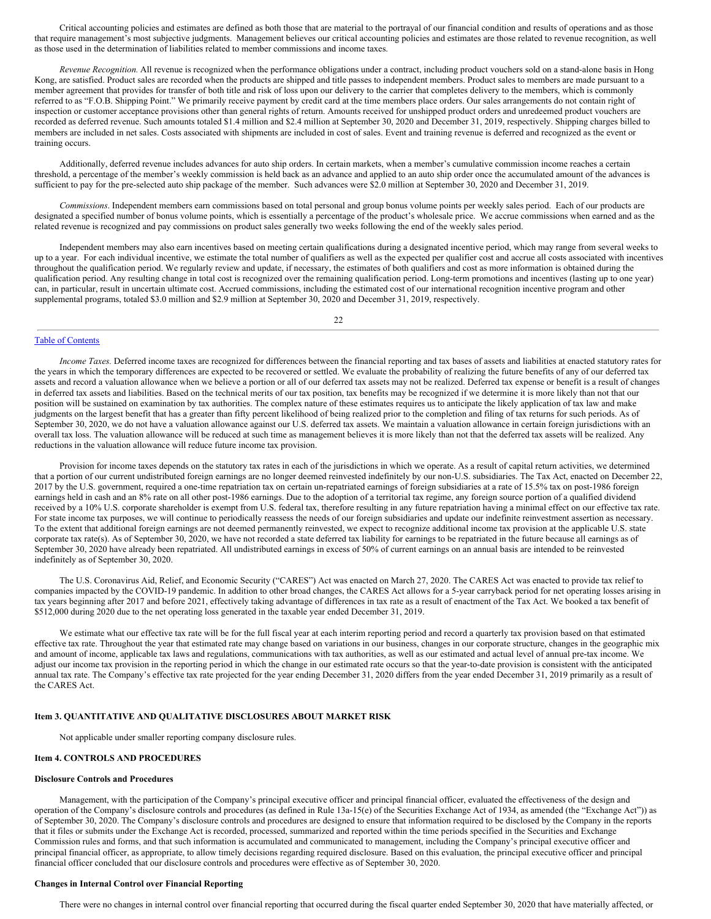Critical accounting policies and estimates are defined as both those that are material to the portrayal of our financial condition and results of operations and as those that require management's most subjective judgments. Management believes our critical accounting policies and estimates are those related to revenue recognition, as well as those used in the determination of liabilities related to member commissions and income taxes.

*Revenue Recognition.* All revenue is recognized when the performance obligations under a contract, including product vouchers sold on a stand-alone basis in Hong Kong, are satisfied. Product sales are recorded when the products are shipped and title passes to independent members. Product sales to members are made pursuant to a member agreement that provides for transfer of both title and risk of loss upon our delivery to the carrier that completes delivery to the members, which is commonly referred to as "F.O.B. Shipping Point." We primarily receive payment by credit card at the time members place orders. Our sales arrangements do not contain right of inspection or customer acceptance provisions other than general rights of return. Amounts received for unshipped product orders and unredeemed product vouchers are recorded as deferred revenue. Such amounts totaled $1.4 million and $2.4 million at September 30, 2020 and December 31, 2019, respectively. Shipping charges billed to members are included in net sales. Costs associated with shipments are included in cost of sales. Event and training revenue is deferred and recognized as the event or training occurs.

Additionally, deferred revenue includes advances for auto ship orders. In certain markets, when a member's cumulative commission income reaches a certain threshold, a percentage of the member's weekly commission is held back as an advance and applied to an auto ship order once the accumulated amount of the advances is sufficient to pay for the pre-selected auto ship package of the member. Such advances were $2.0 million at September 30, 2020 and December 31, 2019.

*Commissions*. Independent members earn commissions based on total personal and group bonus volume points per weekly sales period. Each of our products are designated a specified number of bonus volume points, which is essentially a percentage of the product's wholesale price. We accrue commissions when earned and as the related revenue is recognized and pay commissions on product sales generally two weeks following the end of the weekly sales period.

Independent members may also earn incentives based on meeting certain qualifications during a designated incentive period, which may range from several weeks to up to a year. For each individual incentive, we estimate the total number of qualifiers as well as the expected per qualifier cost and accrue all costs associated with incentives throughout the qualification period. We regularly review and update, if necessary, the estimates of both qualifiers and cost as more information is obtained during the qualification period. Any resulting change in total cost is recognized over the remaining qualification period. Long-term promotions and incentives (lasting up to one year) can, in particular, result in uncertain ultimate cost. Accrued commissions, including the estimated cost of our international recognition incentive program and other supplemental programs, totaled $3.0 million and $2.9 million at September 30, 2020 and December 31, 2019, respectively.

*Income Taxes.* Deferred income taxes are recognized for differences between the financial reporting and tax bases of assets and liabilities at enacted statutory rates for the years in which the temporary differences are expected to be recovered or settled. We evaluate the probability of realizing the future benefits of any of our deferred tax assets and record a valuation allowance when we believe a portion or all of our deferred tax assets may not be realized. Deferred tax expense or benefit is a result of changes in deferred tax assets and liabilities. Based on the technical merits of our tax position, tax benefits may be recognized if we determine it is more likely than not that our position will be sustained on examination by tax authorities. The complex nature of these estimates requires us to anticipate the likely application of tax law and make judgments on the largest benefit that has a greater than fifty percent likelihood of being realized prior to the completion and filing of tax returns for such periods. As of September 30, 2020, we do not have a valuation allowance against our U.S. deferred tax assets. We maintain a valuation allowance in certain foreign jurisdictions with an overall tax loss. The valuation allowance will be reduced at such time as management believes it is more likely than not that the deferred tax assets will be realized. Any reductions in the valuation allowance will reduce future income tax provision.

Provision for income taxes depends on the statutory tax rates in each of the jurisdictions in which we operate. As a result of capital return activities, we determined that a portion of our current undistributed foreign earnings are no longer deemed reinvested indefinitely by our non-U.S. subsidiaries. The Tax Act, enacted on December 22, 2017 by the U.S. government, required a one-time repatriation tax on certain un-repatriated earnings of foreign subsidiaries at a rate of 15.5% tax on post-1986 foreign earnings held in cash and an 8% rate on all other post-1986 earnings. Due to the adoption of a territorial tax regime, any foreign source portion of a qualified dividend received by a 10% U.S. corporate shareholder is exempt from U.S. federal tax, therefore resulting in any future repatriation having a minimal effect on our effective tax rate. For state income tax purposes, we will continue to periodically reassess the needs of our foreign subsidiaries and update our indefinite reinvestment assertion as necessary. To the extent that additional foreign earnings are not deemed permanently reinvested, we expect to recognize additional income tax provision at the applicable U.S. state corporate tax rate(s). As of September 30, 2020, we have not recorded a state deferred tax liability for earnings to be repatriated in the future because all earnings as of September 30, 2020 have already been repatriated. All undistributed earnings in excess of 50% of current earnings on an annual basis are intended to be reinvested indefinitely as of September 30, 2020.

The U.S. Coronavirus Aid, Relief, and Economic Security ("CARES") Act was enacted on March 27, 2020. The CARES Act was enacted to provide tax relief to companies impacted by the COVID-19 pandemic. In addition to other broad changes, the CARES Act allows for a 5-year carryback period for net operating losses arising in tax years beginning after 2017 and before 2021, effectively taking advantage of differences in tax rate as a result of enactment of the Tax Act. We booked a tax benefit of $512,000 during 2020 due to the net operating loss generated in the taxable year ended December 31, 2019.

We estimate what our effective tax rate will be for the full fiscal year at each interim reporting period and record a quarterly tax provision based on that estimated effective tax rate. Throughout the year that estimated rate may change based on variations in our business, changes in our corporate structure, changes in the geographic mix and amount of income, applicable tax laws and regulations, communications with tax authorities, as well as our estimated and actual level of annual pre-tax income. We adjust our income tax provision in the reporting period in which the change in our estimated rate occurs so that the year-to-date provision is consistent with the anticipated annual tax rate. The Company's effective tax rate projected for the year ending December 31, 2020 differs from the year ended December 31, 2019 primarily as a result of the CARES Act.

## Item 3. QUANTITATIVE AND QUALITATIVE DISCLOSURES ABOUT MARKET RISK

Not applicable under smaller reporting company disclosure rules.

## Item 4. CONTROLS AND PROCEDURES

### Disclosure Controls and Procedures

Management, with the participation of the Company's principal executive officer and principal financial officer, evaluated the effectiveness of the design and operation of the Company's disclosure controls and procedures (as defined in Rule 13a-15(e) of the Securities Exchange Act of 1934, as amended (the "Exchange Act")) as of September 30, 2020. The Company's disclosure controls and procedures are designed to ensure that information required to be disclosed by the Company in the reports that it files or submits under the Exchange Act is recorded, processed, summarized and reported within the time periods specified in the Securities and Exchange Commission rules and forms, and that such information is accumulated and communicated to management, including the Company's principal executive officer and principal financial officer, as appropriate, to allow timely decisions regarding required disclosure. Based on this evaluation, the principal executive officer and principal financial officer concluded that our disclosure controls and procedures were effective as of September 30, 2020.

### Changes in Internal Control over Financial Reporting

There were no changes in internal control over financial reporting that occurred during the fiscal quarter ended September 30, 2020 that have materially affected, or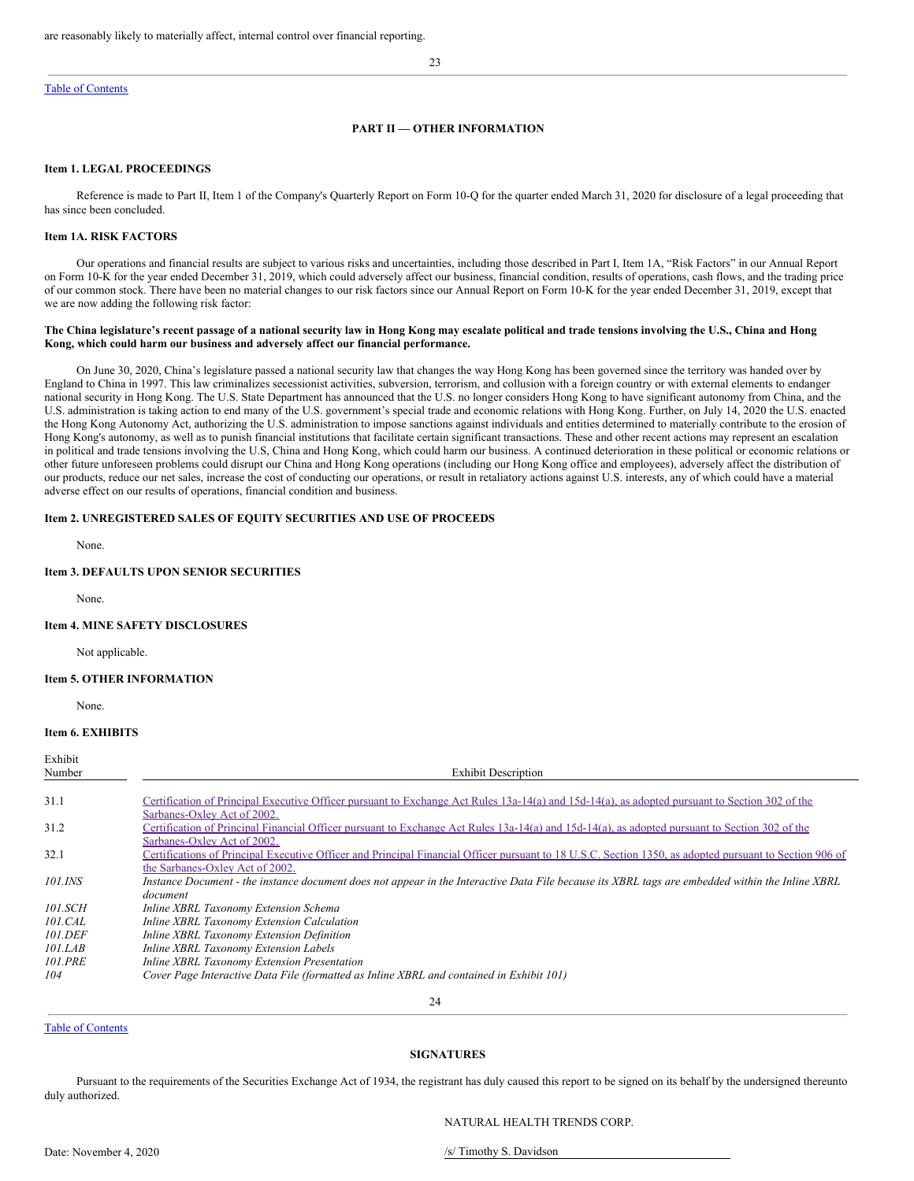are reasonably likely to materially affect, internal control over financial reporting.

[Table of Contents](#)

## PART II — OTHER INFORMATION

### Item 1. LEGAL PROCEEDINGS

Reference is made to Part II, Item 1 of the Company's Quarterly Report on Form 10-Q for the quarter ended March 31, 2020 for disclosure of a legal proceeding that has since been concluded.

### Item 1A. RISK FACTORS

Our operations and financial results are subject to various risks and uncertainties, including those described in Part I, Item 1A, "Risk Factors" in our Annual Report on Form 10-K for the year ended December 31, 2019, which could adversely affect our business, financial condition, results of operations, cash flows, and the trading price of our common stock. There have been no material changes to our risk factors since our Annual Report on Form 10-K for the year ended December 31, 2019, except that we are now adding the following risk factor:

**The China legislature's recent passage of a national security law in Hong Kong may escalate political and trade tensions involving the U.S., China and Hong Kong, which could harm our business and adversely affect our financial performance.**

On June 30, 2020, China's legislature passed a national security law that changes the way Hong Kong has been governed since the territory was handed over by England to China in 1997. This law criminalizes secessionist activities, subversion, terrorism, and collusion with a foreign country or with external elements to endanger national security in Hong Kong. The U.S. State Department has announced that the U.S. no longer considers Hong Kong to have significant autonomy from China, and the U.S. administration is taking action to end many of the U.S. government's special trade and economic relations with Hong Kong. Further, on July 14, 2020 the U.S. enacted the Hong Kong Autonomy Act, authorizing the U.S. administration to impose sanctions against individuals and entities determined to materially contribute to the erosion of Hong Kong's autonomy, as well as to punish financial institutions that facilitate certain significant transactions. These and other recent actions may represent an escalation in political and trade tensions involving the U.S, China and Hong Kong, which could harm our business. A continued deterioration in these political or economic relations or other future unforeseen problems could disrupt our China and Hong Kong operations (including our Hong Kong office and employees), adversely affect the distribution of our products, reduce our net sales, increase the cost of conducting our operations, or result in retaliatory actions against U.S. interests, any of which could have a material adverse effect on our results of operations, financial condition and business.

### Item 2. UNREGISTERED SALES OF EQUITY SECURITIES AND USE OF PROCEEDS

None.

### Item 3. DEFAULTS UPON SENIOR SECURITIES

None.

### Item 4. MINE SAFETY DISCLOSURES

Not applicable.

### Item 5. OTHER INFORMATION

None.

### Item 6. EXHIBITS

| Exhibit Number | Exhibit Description |
|---|---|
| 31.1 | [Certification of Principal Executive Officer pursuant to Exchange Act Rules 13a-14(a) and 15d-14(a), as adopted pursuant to Section 302 of the Sarbanes-Oxley Act of 2002.](#) |
| 31.2 | [Certification of Principal Financial Officer pursuant to Exchange Act Rules 13a-14(a) and 15d-14(a), as adopted pursuant to Section 302 of the Sarbanes-Oxley Act of 2002.](#) |
| 32.1 | [Certifications of Principal Executive Officer and Principal Financial Officer pursuant to 18 U.S.C. Section 1350, as adopted pursuant to Section 906 of the Sarbanes-Oxley Act of 2002.](#) |
| *101.INS* | *Instance Document - the instance document does not appear in the Interactive Data File because its XBRL tags are embedded within the Inline XBRL document* |
| *101.SCH* | *Inline XBRL Taxonomy Extension Schema* |
| *101.CAL* | *Inline XBRL Taxonomy Extension Calculation* |
| *101.DEF* | *Inline XBRL Taxonomy Extension Definition* |
| *101.LAB* | *Inline XBRL Taxonomy Extension Labels* |
| *101.PRE* | *Inline XBRL Taxonomy Extension Presentation* |
| *104* | *Cover Page Interactive Data File (formatted as Inline XBRL and contained in Exhibit 101)* |

[Table of Contents](#)

## SIGNATURES

Pursuant to the requirements of the Securities Exchange Act of 1934, the registrant has duly caused this report to be signed on its behalf by the undersigned thereunto duly authorized.

NATURAL HEALTH TRENDS CORP.

Date: November 4, 2020

/s/ Timothy S. Davidson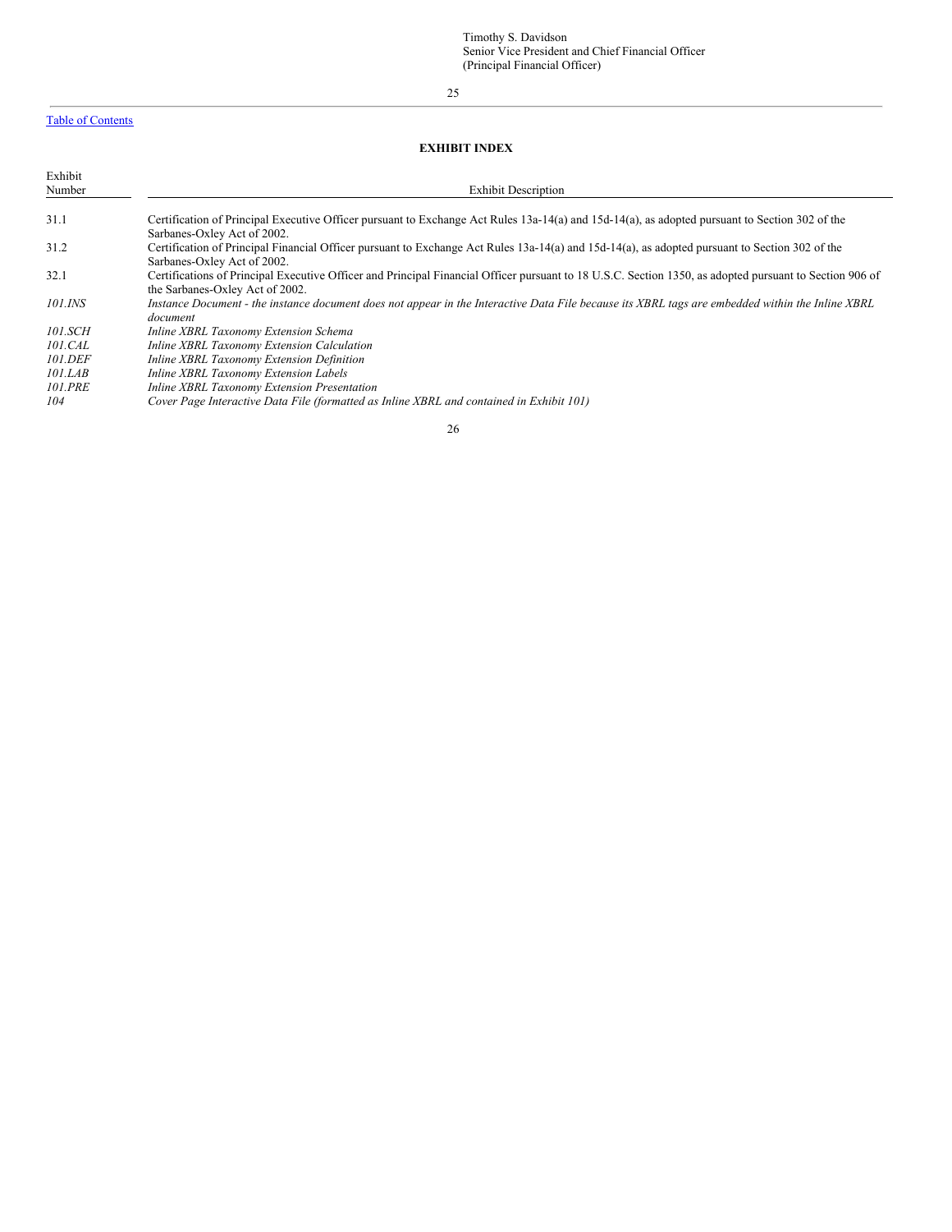Timothy S. Davidson
Senior Vice President and Chief Financial Officer
(Principal Financial Officer)

Table of Contents

**EXHIBIT INDEX**

| Exhibit Number | Exhibit Description |
|---|---|
| 31.1 | Certification of Principal Executive Officer pursuant to Exchange Act Rules 13a-14(a) and 15d-14(a), as adopted pursuant to Section 302 of the Sarbanes-Oxley Act of 2002. |
| 31.2 | Certification of Principal Financial Officer pursuant to Exchange Act Rules 13a-14(a) and 15d-14(a), as adopted pursuant to Section 302 of the Sarbanes-Oxley Act of 2002. |
| 32.1 | Certifications of Principal Executive Officer and Principal Financial Officer pursuant to 18 U.S.C. Section 1350, as adopted pursuant to Section 906 of the Sarbanes-Oxley Act of 2002. |
| *101.INS* | *Instance Document - the instance document does not appear in the Interactive Data File because its XBRL tags are embedded within the Inline XBRL document* |
| *101.SCH* | *Inline XBRL Taxonomy Extension Schema* |
| *101.CAL* | *Inline XBRL Taxonomy Extension Calculation* |
| *101.DEF* | *Inline XBRL Taxonomy Extension Definition* |
| *101.LAB* | *Inline XBRL Taxonomy Extension Labels* |
| *101.PRE* | *Inline XBRL Taxonomy Extension Presentation* |
| *104* | *Cover Page Interactive Data File (formatted as Inline XBRL and contained in Exhibit 101)* |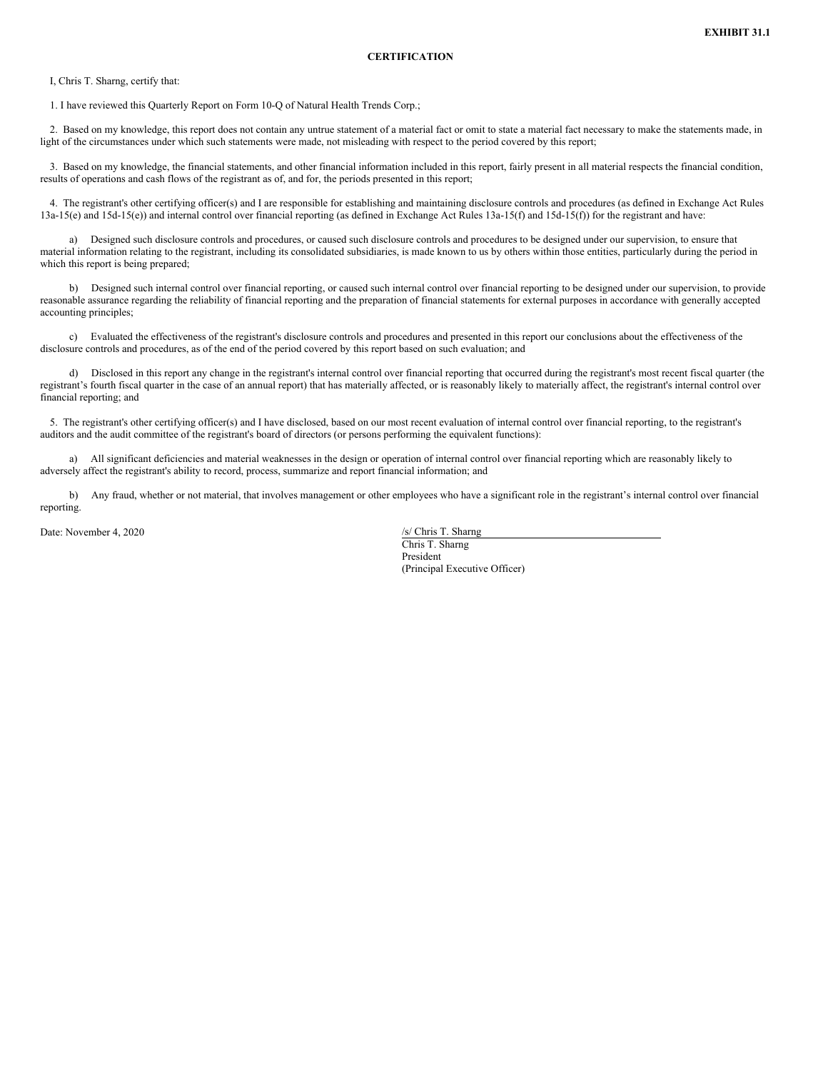**EXHIBIT 31.1**

**CERTIFICATION**

I, Chris T. Sharng, certify that:

1. I have reviewed this Quarterly Report on Form 10-Q of Natural Health Trends Corp.;

2. Based on my knowledge, this report does not contain any untrue statement of a material fact or omit to state a material fact necessary to make the statements made, in light of the circumstances under which such statements were made, not misleading with respect to the period covered by this report;

3. Based on my knowledge, the financial statements, and other financial information included in this report, fairly present in all material respects the financial condition, results of operations and cash flows of the registrant as of, and for, the periods presented in this report;

4. The registrant's other certifying officer(s) and I are responsible for establishing and maintaining disclosure controls and procedures (as defined in Exchange Act Rules 13a-15(e) and 15d-15(e)) and internal control over financial reporting (as defined in Exchange Act Rules 13a-15(f) and 15d-15(f)) for the registrant and have:

a) Designed such disclosure controls and procedures, or caused such disclosure controls and procedures to be designed under our supervision, to ensure that material information relating to the registrant, including its consolidated subsidiaries, is made known to us by others within those entities, particularly during the period in which this report is being prepared;

b) Designed such internal control over financial reporting, or caused such internal control over financial reporting to be designed under our supervision, to provide reasonable assurance regarding the reliability of financial reporting and the preparation of financial statements for external purposes in accordance with generally accepted accounting principles;

c) Evaluated the effectiveness of the registrant's disclosure controls and procedures and presented in this report our conclusions about the effectiveness of the disclosure controls and procedures, as of the end of the period covered by this report based on such evaluation; and

d) Disclosed in this report any change in the registrant's internal control over financial reporting that occurred during the registrant's most recent fiscal quarter (the registrant's fourth fiscal quarter in the case of an annual report) that has materially affected, or is reasonably likely to materially affect, the registrant's internal control over financial reporting; and

5. The registrant's other certifying officer(s) and I have disclosed, based on our most recent evaluation of internal control over financial reporting, to the registrant's auditors and the audit committee of the registrant's board of directors (or persons performing the equivalent functions):

a) All significant deficiencies and material weaknesses in the design or operation of internal control over financial reporting which are reasonably likely to adversely affect the registrant's ability to record, process, summarize and report financial information; and

b) Any fraud, whether or not material, that involves management or other employees who have a significant role in the registrant's internal control over financial reporting.

Date: November 4, 2020

/s/ Chris T. Sharng
Chris T. Sharng
President
(Principal Executive Officer)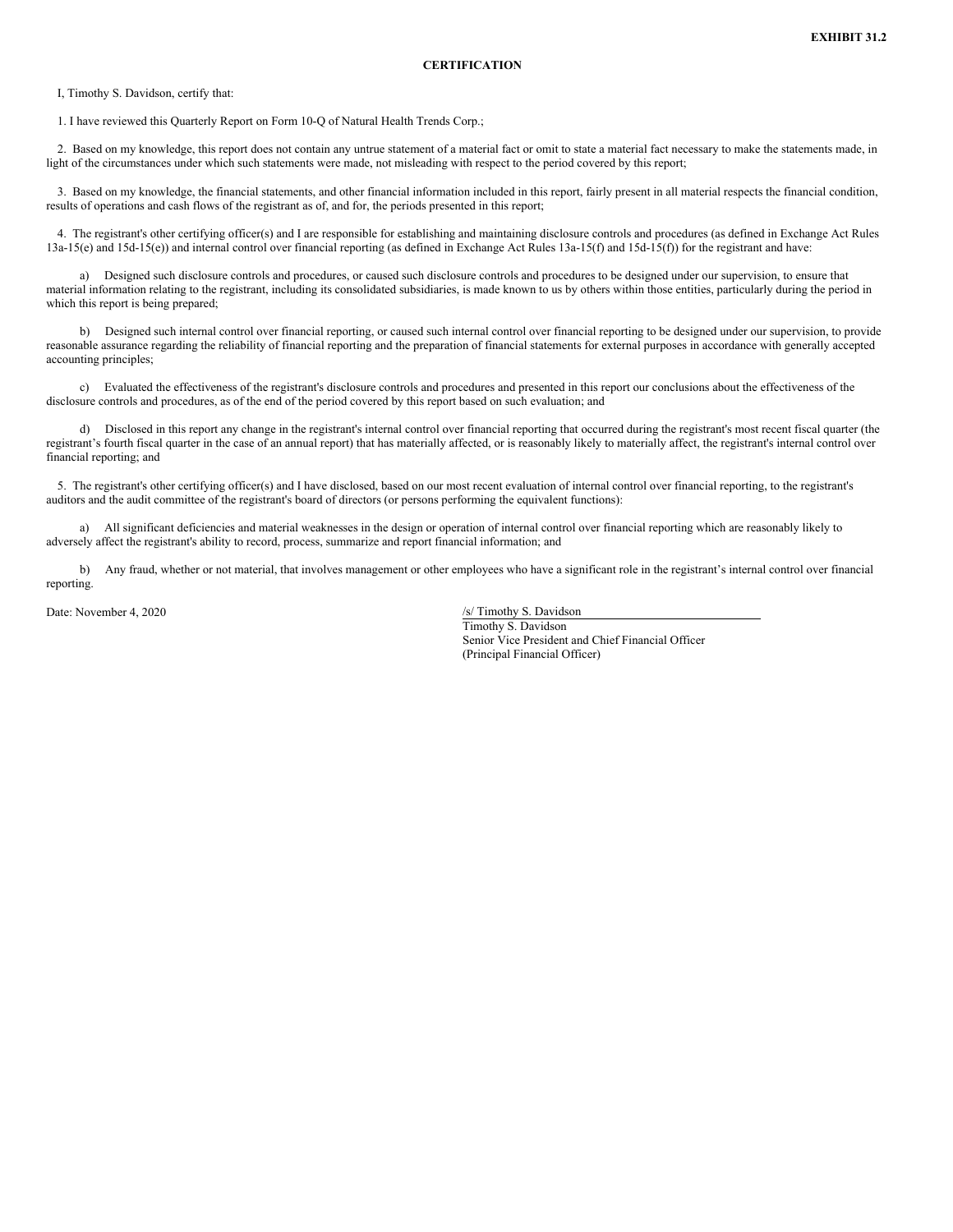**EXHIBIT 31.2**

**CERTIFICATION**

I, Timothy S. Davidson, certify that:

1. I have reviewed this Quarterly Report on Form 10-Q of Natural Health Trends Corp.;

2. Based on my knowledge, this report does not contain any untrue statement of a material fact or omit to state a material fact necessary to make the statements made, in light of the circumstances under which such statements were made, not misleading with respect to the period covered by this report;

3. Based on my knowledge, the financial statements, and other financial information included in this report, fairly present in all material respects the financial condition, results of operations and cash flows of the registrant as of, and for, the periods presented in this report;

4. The registrant's other certifying officer(s) and I are responsible for establishing and maintaining disclosure controls and procedures (as defined in Exchange Act Rules 13a-15(e) and 15d-15(e)) and internal control over financial reporting (as defined in Exchange Act Rules 13a-15(f) and 15d-15(f)) for the registrant and have:

a) Designed such disclosure controls and procedures, or caused such disclosure controls and procedures to be designed under our supervision, to ensure that material information relating to the registrant, including its consolidated subsidiaries, is made known to us by others within those entities, particularly during the period in which this report is being prepared;

b) Designed such internal control over financial reporting, or caused such internal control over financial reporting to be designed under our supervision, to provide reasonable assurance regarding the reliability of financial reporting and the preparation of financial statements for external purposes in accordance with generally accepted accounting principles;

c) Evaluated the effectiveness of the registrant's disclosure controls and procedures and presented in this report our conclusions about the effectiveness of the disclosure controls and procedures, as of the end of the period covered by this report based on such evaluation; and

d) Disclosed in this report any change in the registrant's internal control over financial reporting that occurred during the registrant's most recent fiscal quarter (the registrant's fourth fiscal quarter in the case of an annual report) that has materially affected, or is reasonably likely to materially affect, the registrant's internal control over financial reporting; and

5. The registrant's other certifying officer(s) and I have disclosed, based on our most recent evaluation of internal control over financial reporting, to the registrant's auditors and the audit committee of the registrant's board of directors (or persons performing the equivalent functions):

a) All significant deficiencies and material weaknesses in the design or operation of internal control over financial reporting which are reasonably likely to adversely affect the registrant's ability to record, process, summarize and report financial information; and

b) Any fraud, whether or not material, that involves management or other employees who have a significant role in the registrant's internal control over financial reporting.

Date: November 4, 2020

/s/ Timothy S. Davidson
Timothy S. Davidson
Senior Vice President and Chief Financial Officer
(Principal Financial Officer)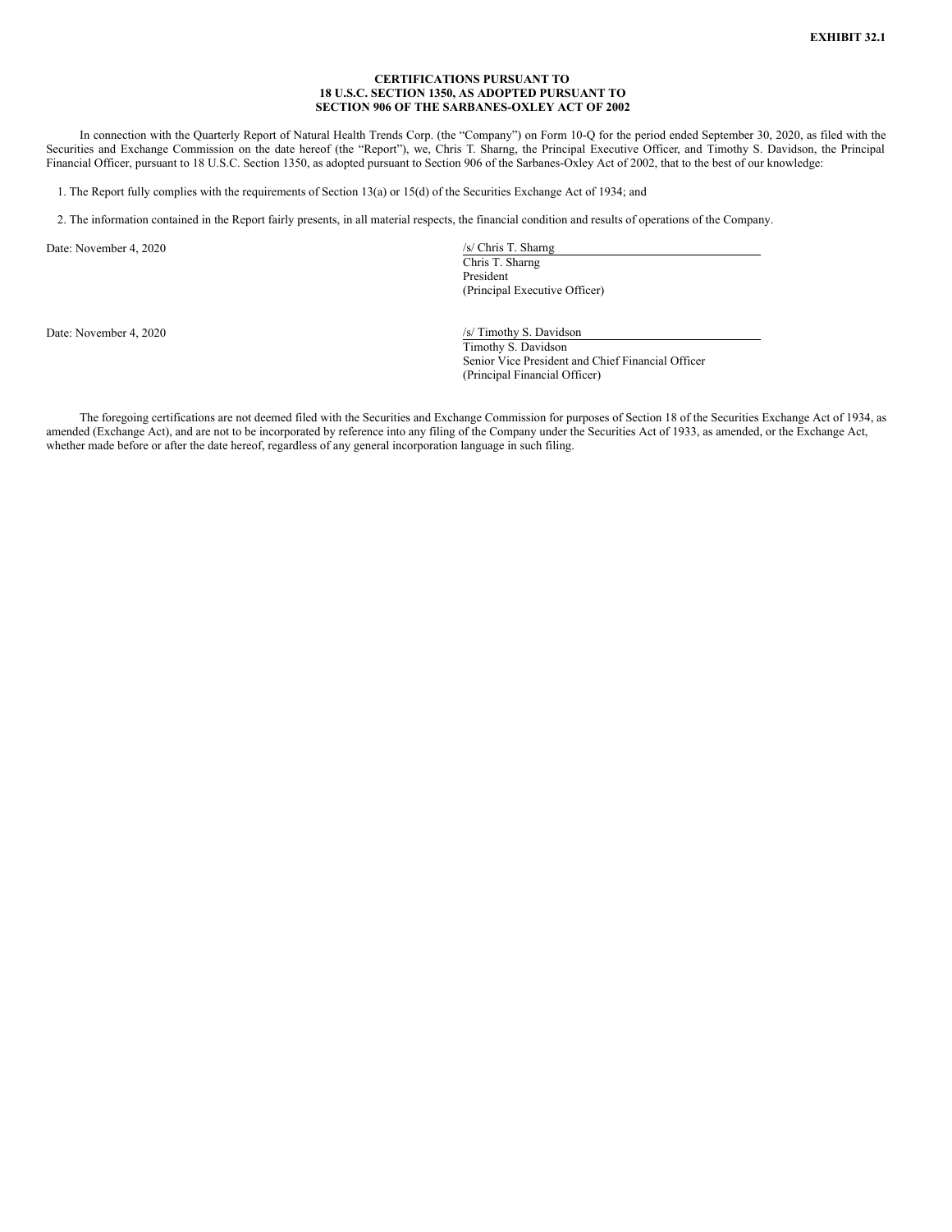**EXHIBIT 32.1**

**CERTIFICATIONS PURSUANT TO**
**18 U.S.C. SECTION 1350, AS ADOPTED PURSUANT TO**
**SECTION 906 OF THE SARBANES-OXLEY ACT OF 2002**

In connection with the Quarterly Report of Natural Health Trends Corp. (the "Company") on Form 10-Q for the period ended September 30, 2020, as filed with the Securities and Exchange Commission on the date hereof (the "Report"), we, Chris T. Sharng, the Principal Executive Officer, and Timothy S. Davidson, the Principal Financial Officer, pursuant to 18 U.S.C. Section 1350, as adopted pursuant to Section 906 of the Sarbanes-Oxley Act of 2002, that to the best of our knowledge:

1. The Report fully complies with the requirements of Section 13(a) or 15(d) of the Securities Exchange Act of 1934; and

2. The information contained in the Report fairly presents, in all material respects, the financial condition and results of operations of the Company.

Date: November 4, 2020

/s/ Chris T. Sharng
Chris T. Sharng
President
(Principal Executive Officer)

Date: November 4, 2020

/s/ Timothy S. Davidson
Timothy S. Davidson
Senior Vice President and Chief Financial Officer
(Principal Financial Officer)

The foregoing certifications are not deemed filed with the Securities and Exchange Commission for purposes of Section 18 of the Securities Exchange Act of 1934, as amended (Exchange Act), and are not to be incorporated by reference into any filing of the Company under the Securities Act of 1933, as amended, or the Exchange Act, whether made before or after the date hereof, regardless of any general incorporation language in such filing.